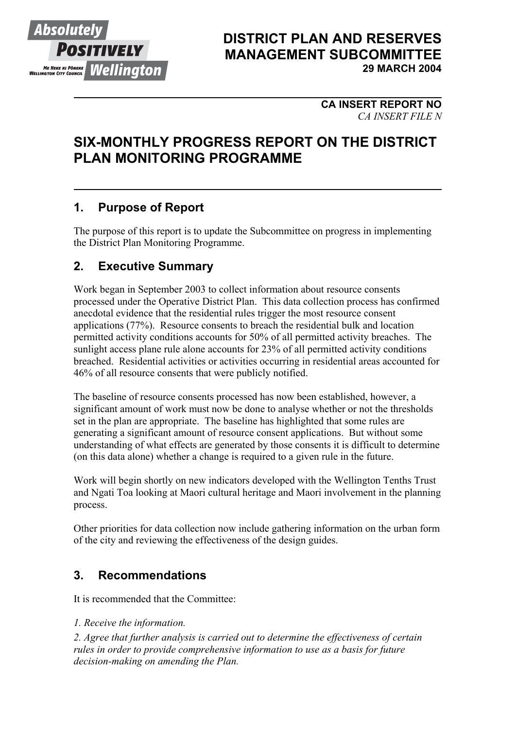Absolutely POSITIVELY Wellington
ME HEKE KI PŌNEKE WELLINGTON CITY COUNCIL

**DISTRICT PLAN AND RESERVES MANAGEMENT SUBCOMMITTEE**
**29 MARCH 2004**

**CA INSERT REPORT NO**
*CA INSERT FILE N*

# SIX-MONTHLY PROGRESS REPORT ON THE DISTRICT PLAN MONITORING PROGRAMME

## 1. Purpose of Report

The purpose of this report is to update the Subcommittee on progress in implementing the District Plan Monitoring Programme.

## 2. Executive Summary

Work began in September 2003 to collect information about resource consents processed under the Operative District Plan. This data collection process has confirmed anecdotal evidence that the residential rules trigger the most resource consent applications (77%). Resource consents to breach the residential bulk and location permitted activity conditions accounts for 50% of all permitted activity breaches. The sunlight access plane rule alone accounts for 23% of all permitted activity conditions breached. Residential activities or activities occurring in residential areas accounted for 46% of all resource consents that were publicly notified.

The baseline of resource consents processed has now been established, however, a significant amount of work must now be done to analyse whether or not the thresholds set in the plan are appropriate. The baseline has highlighted that some rules are generating a significant amount of resource consent applications. But without some understanding of what effects are generated by those consents it is difficult to determine (on this data alone) whether a change is required to a given rule in the future.

Work will begin shortly on new indicators developed with the Wellington Tenths Trust and Ngati Toa looking at Maori cultural heritage and Maori involvement in the planning process.

Other priorities for data collection now include gathering information on the urban form of the city and reviewing the effectiveness of the design guides.

## 3. Recommendations

It is recommended that the Committee:

*1. Receive the information.*

*2. Agree that further analysis is carried out to determine the effectiveness of certain rules in order to provide comprehensive information to use as a basis for future decision-making on amending the Plan.*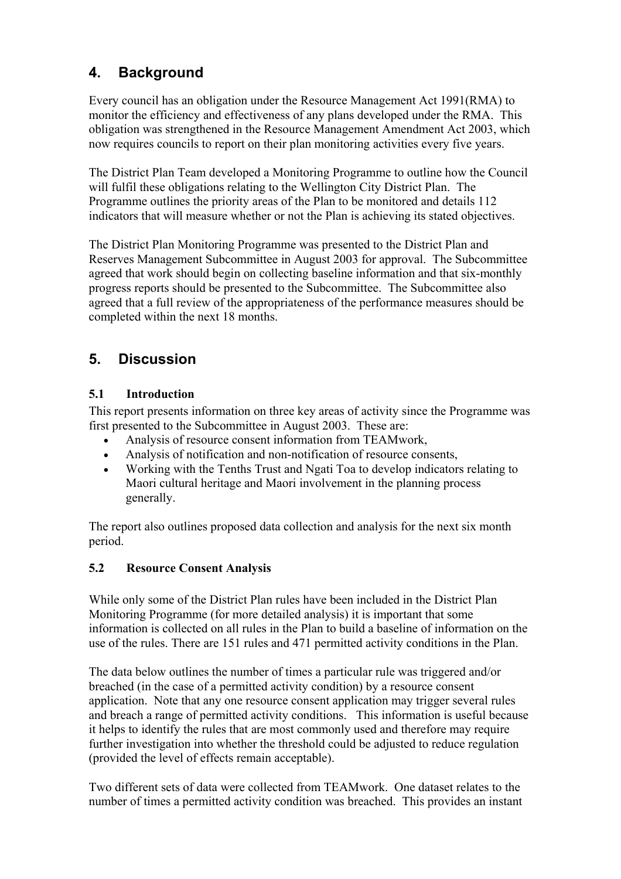## 4. Background

Every council has an obligation under the Resource Management Act 1991(RMA) to monitor the efficiency and effectiveness of any plans developed under the RMA. This obligation was strengthened in the Resource Management Amendment Act 2003, which now requires councils to report on their plan monitoring activities every five years.

The District Plan Team developed a Monitoring Programme to outline how the Council will fulfil these obligations relating to the Wellington City District Plan. The Programme outlines the priority areas of the Plan to be monitored and details 112 indicators that will measure whether or not the Plan is achieving its stated objectives.

The District Plan Monitoring Programme was presented to the District Plan and Reserves Management Subcommittee in August 2003 for approval. The Subcommittee agreed that work should begin on collecting baseline information and that six-monthly progress reports should be presented to the Subcommittee. The Subcommittee also agreed that a full review of the appropriateness of the performance measures should be completed within the next 18 months.

## 5. Discussion

### 5.1 Introduction

This report presents information on three key areas of activity since the Programme was first presented to the Subcommittee in August 2003. These are:

- Analysis of resource consent information from TEAMwork,
- Analysis of notification and non-notification of resource consents,
- Working with the Tenths Trust and Ngati Toa to develop indicators relating to Maori cultural heritage and Maori involvement in the planning process generally.

The report also outlines proposed data collection and analysis for the next six month period.

### 5.2 Resource Consent Analysis

While only some of the District Plan rules have been included in the District Plan Monitoring Programme (for more detailed analysis) it is important that some information is collected on all rules in the Plan to build a baseline of information on the use of the rules. There are 151 rules and 471 permitted activity conditions in the Plan.

The data below outlines the number of times a particular rule was triggered and/or breached (in the case of a permitted activity condition) by a resource consent application. Note that any one resource consent application may trigger several rules and breach a range of permitted activity conditions. This information is useful because it helps to identify the rules that are most commonly used and therefore may require further investigation into whether the threshold could be adjusted to reduce regulation (provided the level of effects remain acceptable).

Two different sets of data were collected from TEAMwork. One dataset relates to the number of times a permitted activity condition was breached. This provides an instant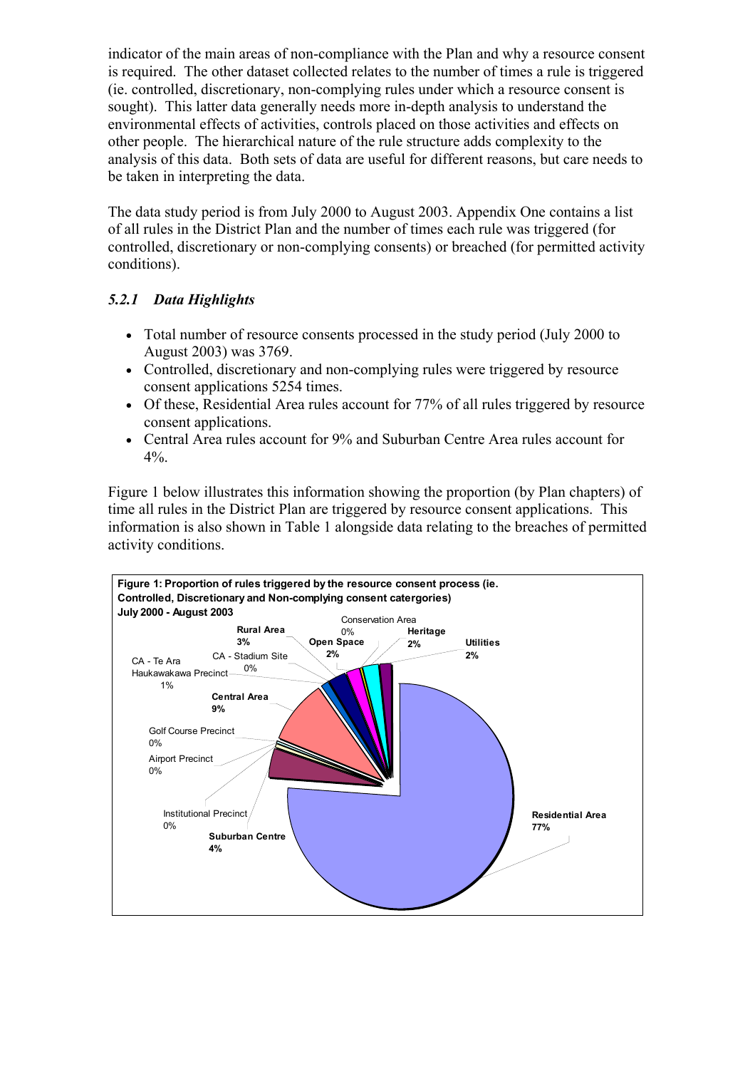indicator of the main areas of non-compliance with the Plan and why a resource consent is required. The other dataset collected relates to the number of times a rule is triggered (ie. controlled, discretionary, non-complying rules under which a resource consent is sought). This latter data generally needs more in-depth analysis to understand the environmental effects of activities, controls placed on those activities and effects on other people. The hierarchical nature of the rule structure adds complexity to the analysis of this data. Both sets of data are useful for different reasons, but care needs to be taken in interpreting the data.

The data study period is from July 2000 to August 2003. Appendix One contains a list of all rules in the District Plan and the number of times each rule was triggered (for controlled, discretionary or non-complying consents) or breached (for permitted activity conditions).

### *5.2.1 Data Highlights*

- Total number of resource consents processed in the study period (July 2000 to August 2003) was 3769.
- Controlled, discretionary and non-complying rules were triggered by resource consent applications 5254 times.
- Of these, Residential Area rules account for 77% of all rules triggered by resource consent applications.
- Central Area rules account for 9% and Suburban Centre Area rules account for 4%.

Figure 1 below illustrates this information showing the proportion (by Plan chapters) of time all rules in the District Plan are triggered by resource consent applications. This information is also shown in Table 1 alongside data relating to the breaches of permitted activity conditions.

**Figure 1: Proportion of rules triggered by the resource consent process (ie. Controlled, Discretionary and Non-complying consent catergories) July 2000 - August 2003**

| Category | Proportion |
|---|---|
| Residential Area | 77% |
| Central Area | 9% |
| Suburban Centre | 4% |
| Rural Area | 3% |
| Open Space | 2% |
| Heritage | 2% |
| Utilities | 2% |
| CA - Te Ara Haukawakawa Precinct | 1% |
| CA - Stadium Site | 0% |
| Conservation Area | 0% |
| Golf Course Precinct | 0% |
| Airport Precinct | 0% |
| Institutional Precinct | 0% |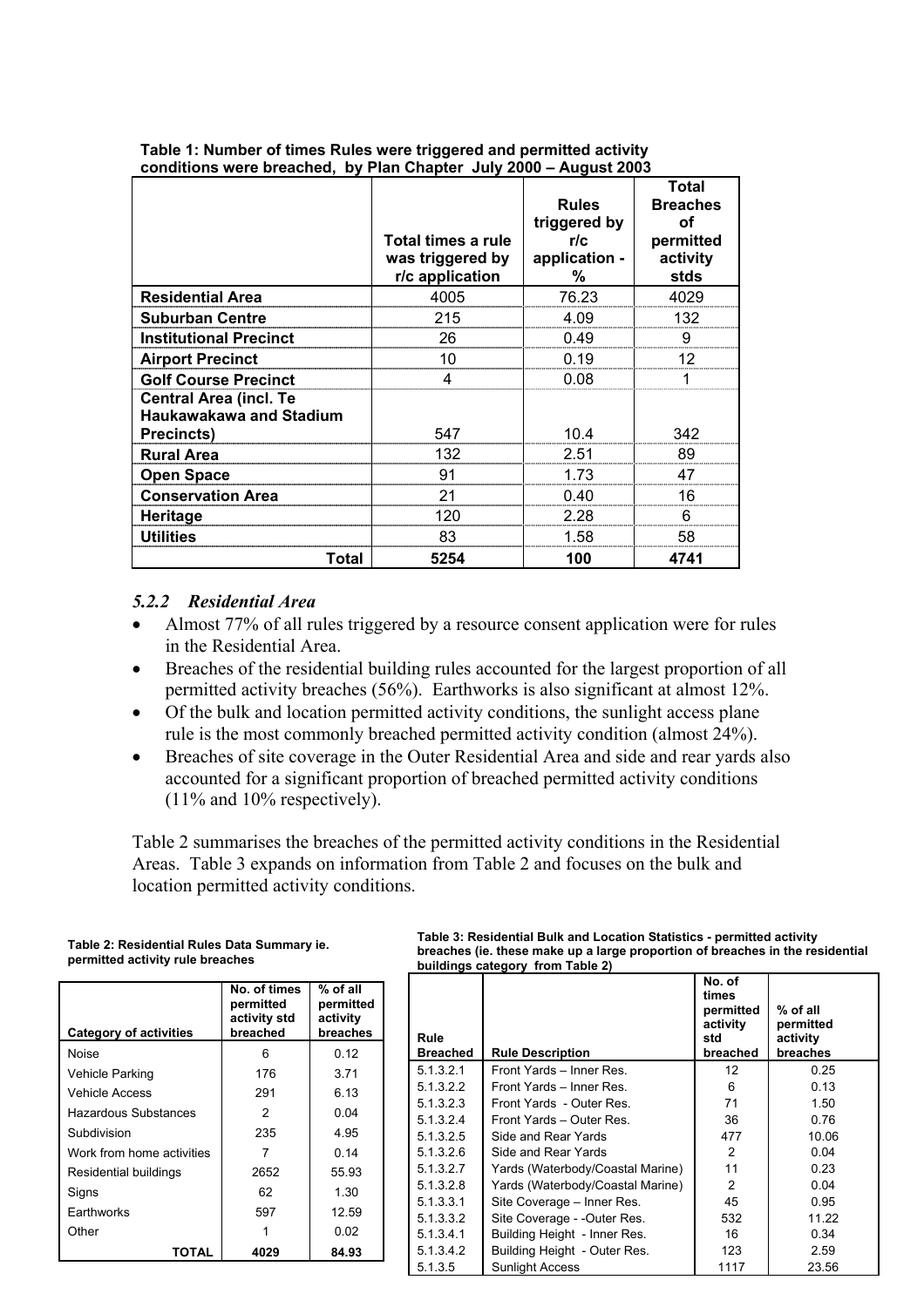**Table 1: Number of times Rules were triggered and permitted activity conditions were breached, by Plan Chapter July 2000 – August 2003**

| | Total times a rule was triggered by r/c application | Rules triggered by r/c application - % | Total Breaches of permitted activity stds |
|---|---|---|---|
| **Residential Area** | 4005 | 76.23 | 4029 |
| **Suburban Centre** | 215 | 4.09 | 132 |
| **Institutional Precinct** | 26 | 0.49 | 9 |
| **Airport Precinct** | 10 | 0.19 | 12 |
| **Golf Course Precinct** | 4 | 0.08 | 1 |
| **Central Area (incl. Te Haukawakawa and Stadium Precincts)** | 547 | 10.4 | 342 |
| **Rural Area** | 132 | 2.51 | 89 |
| **Open Space** | 91 | 1.73 | 47 |
| **Conservation Area** | 21 | 0.40 | 16 |
| **Heritage** | 120 | 2.28 | 6 |
| **Utilities** | 83 | 1.58 | 58 |
| **Total** | **5254** | **100** | **4741** |

### *5.2.2 Residential Area*

- Almost 77% of all rules triggered by a resource consent application were for rules in the Residential Area.
- Breaches of the residential building rules accounted for the largest proportion of all permitted activity breaches (56%). Earthworks is also significant at almost 12%.
- Of the bulk and location permitted activity conditions, the sunlight access plane rule is the most commonly breached permitted activity condition (almost 24%).
- Breaches of site coverage in the Outer Residential Area and side and rear yards also accounted for a significant proportion of breached permitted activity conditions (11% and 10% respectively).

Table 2 summarises the breaches of the permitted activity conditions in the Residential Areas. Table 3 expands on information from Table 2 and focuses on the bulk and location permitted activity conditions.

**Table 2: Residential Rules Data Summary ie. permitted activity rule breaches**

| Category of activities | No. of times permitted activity std breached | % of all permitted activity breaches |
|---|---|---|
| Noise | 6 | 0.12 |
| Vehicle Parking | 176 | 3.71 |
| Vehicle Access | 291 | 6.13 |
| Hazardous Substances | 2 | 0.04 |
| Subdivision | 235 | 4.95 |
| Work from home activities | 7 | 0.14 |
| Residential buildings | 2652 | 55.93 |
| Signs | 62 | 1.30 |
| Earthworks | 597 | 12.59 |
| Other | 1 | 0.02 |
| **TOTAL** | **4029** | **84.93** |

**Table 3: Residential Bulk and Location Statistics - permitted activity breaches (ie. these make up a large proportion of breaches in the residential buildings category from Table 2)**

| Rule Breached | Rule Description | No. of times permitted activity std breached | % of all permitted activity breaches |
|---|---|---|---|
| 5.1.3.2.1 | Front Yards – Inner Res. | 12 | 0.25 |
| 5.1.3.2.2 | Front Yards – Inner Res. | 6 | 0.13 |
| 5.1.3.2.3 | Front Yards - Outer Res. | 71 | 1.50 |
| 5.1.3.2.4 | Front Yards – Outer Res. | 36 | 0.76 |
| 5.1.3.2.5 | Side and Rear Yards | 477 | 10.06 |
| 5.1.3.2.6 | Side and Rear Yards | 2 | 0.04 |
| 5.1.3.2.7 | Yards (Waterbody/Coastal Marine) | 11 | 0.23 |
| 5.1.3.2.8 | Yards (Waterbody/Coastal Marine) | 2 | 0.04 |
| 5.1.3.3.1 | Site Coverage – Inner Res. | 45 | 0.95 |
| 5.1.3.3.2 | Site Coverage - -Outer Res. | 532 | 11.22 |
| 5.1.3.4.1 | Building Height - Inner Res. | 16 | 0.34 |
| 5.1.3.4.2 | Building Height - Outer Res. | 123 | 2.59 |
| 5.1.3.5 | Sunlight Access | 1117 | 23.56 |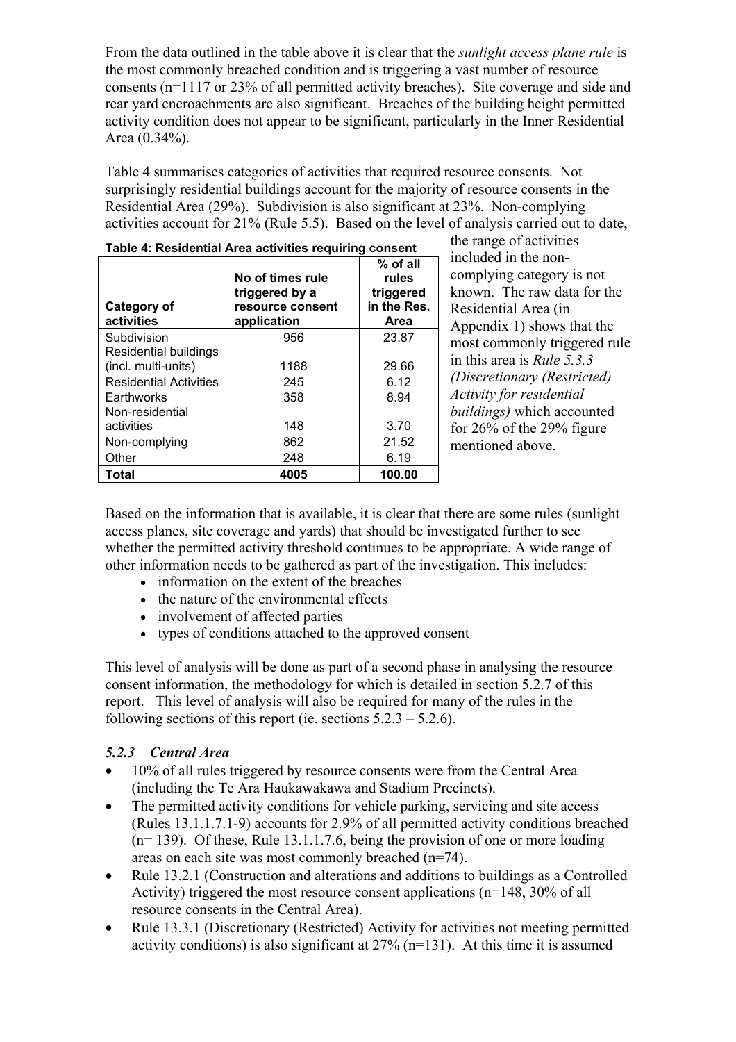From the data outlined in the table above it is clear that the *sunlight access plane rule* is the most commonly breached condition and is triggering a vast number of resource consents (n=1117 or 23% of all permitted activity breaches). Site coverage and side and rear yard encroachments are also significant. Breaches of the building height permitted activity condition does not appear to be significant, particularly in the Inner Residential Area (0.34%).

Table 4 summarises categories of activities that required resource consents. Not surprisingly residential buildings account for the majority of resource consents in the Residential Area (29%). Subdivision is also significant at 23%. Non-complying activities account for 21% (Rule 5.5). Based on the level of analysis carried out to date, the range of activities included in the non-complying category is not known. The raw data for the Residential Area (in Appendix 1) shows that the most commonly triggered rule in this area is *Rule 5.3.3 (Discretionary (Restricted) Activity for residential buildings)* which accounted for 26% of the 29% figure mentioned above.

**Table 4: Residential Area activities requiring consent**

| Category of activities | No of times rule triggered by a resource consent application | % of all rules triggered in the Res. Area |
|---|---|---|
| Subdivision | 956 | 23.87 |
| Residential buildings (incl. multi-units) | 1188 | 29.66 |
| Residential Activities | 245 | 6.12 |
| Earthworks | 358 | 8.94 |
| Non-residential activities | 148 | 3.70 |
| Non-complying | 862 | 21.52 |
| Other | 248 | 6.19 |
| **Total** | **4005** | **100.00** |

Based on the information that is available, it is clear that there are some rules (sunlight access planes, site coverage and yards) that should be investigated further to see whether the permitted activity threshold continues to be appropriate. A wide range of other information needs to be gathered as part of the investigation. This includes:

- information on the extent of the breaches
- the nature of the environmental effects
- involvement of affected parties
- types of conditions attached to the approved consent

This level of analysis will be done as part of a second phase in analysing the resource consent information, the methodology for which is detailed in section 5.2.7 of this report. This level of analysis will also be required for many of the rules in the following sections of this report (ie. sections 5.2.3 – 5.2.6).

### *5.2.3 Central Area*

- 10% of all rules triggered by resource consents were from the Central Area (including the Te Ara Haukawakawa and Stadium Precincts).
- The permitted activity conditions for vehicle parking, servicing and site access (Rules 13.1.1.7.1-9) accounts for 2.9% of all permitted activity conditions breached (n= 139). Of these, Rule 13.1.1.7.6, being the provision of one or more loading areas on each site was most commonly breached (n=74).
- Rule 13.2.1 (Construction and alterations and additions to buildings as a Controlled Activity) triggered the most resource consent applications (n=148, 30% of all resource consents in the Central Area).
- Rule 13.3.1 (Discretionary (Restricted) Activity for activities not meeting permitted activity conditions) is also significant at 27% (n=131). At this time it is assumed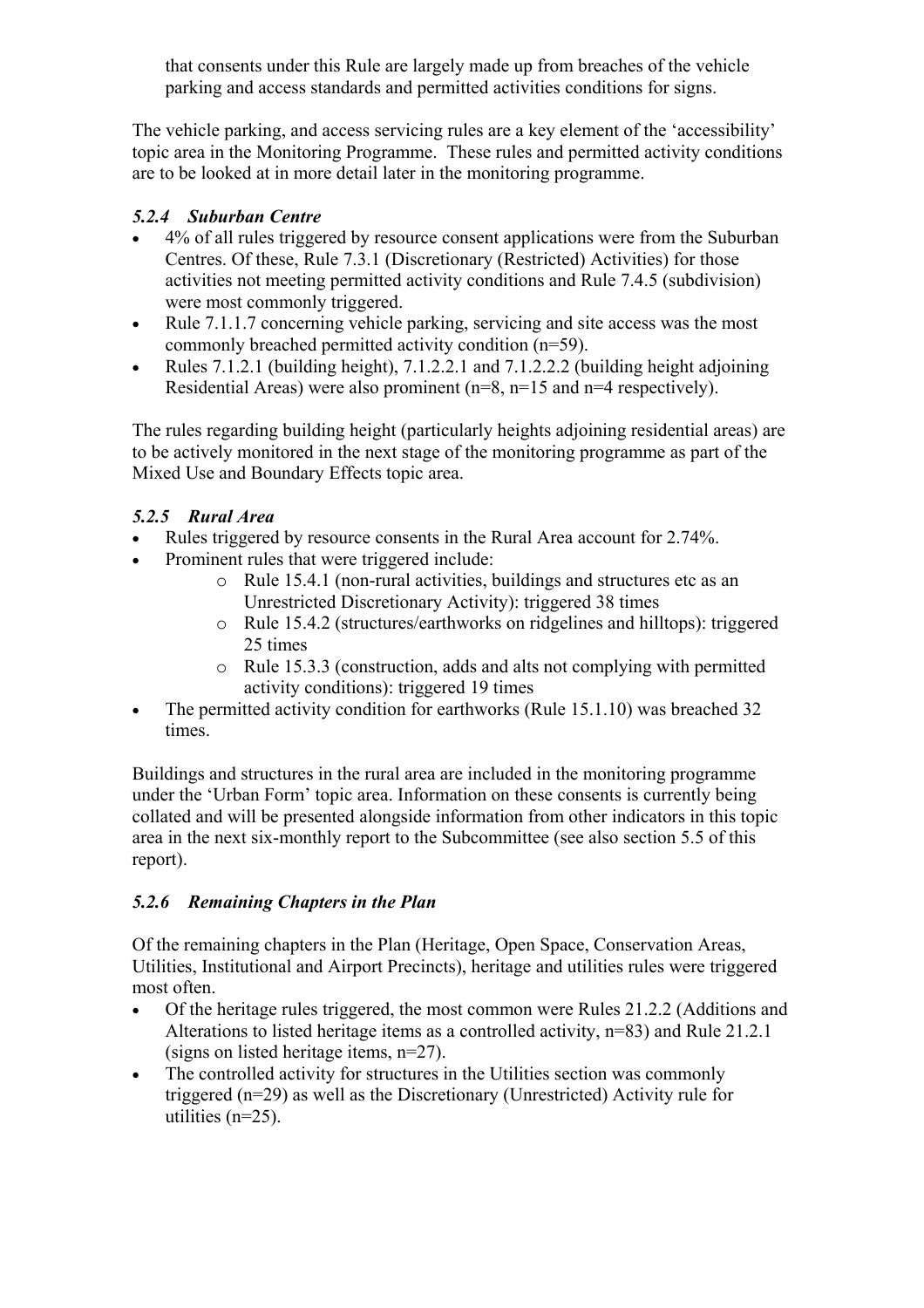that consents under this Rule are largely made up from breaches of the vehicle parking and access standards and permitted activities conditions for signs.

The vehicle parking, and access servicing rules are a key element of the 'accessibility' topic area in the Monitoring Programme. These rules and permitted activity conditions are to be looked at in more detail later in the monitoring programme.

### *5.2.4 Suburban Centre*

- 4% of all rules triggered by resource consent applications were from the Suburban Centres. Of these, Rule 7.3.1 (Discretionary (Restricted) Activities) for those activities not meeting permitted activity conditions and Rule 7.4.5 (subdivision) were most commonly triggered.
- Rule 7.1.1.7 concerning vehicle parking, servicing and site access was the most commonly breached permitted activity condition (n=59).
- Rules 7.1.2.1 (building height), 7.1.2.2.1 and 7.1.2.2.2 (building height adjoining Residential Areas) were also prominent (n=8, n=15 and n=4 respectively).

The rules regarding building height (particularly heights adjoining residential areas) are to be actively monitored in the next stage of the monitoring programme as part of the Mixed Use and Boundary Effects topic area.

### *5.2.5 Rural Area*

- Rules triggered by resource consents in the Rural Area account for 2.74%.
- Prominent rules that were triggered include:
  - Rule 15.4.1 (non-rural activities, buildings and structures etc as an Unrestricted Discretionary Activity): triggered 38 times
  - Rule 15.4.2 (structures/earthworks on ridgelines and hilltops): triggered 25 times
  - Rule 15.3.3 (construction, adds and alts not complying with permitted activity conditions): triggered 19 times
- The permitted activity condition for earthworks (Rule 15.1.10) was breached 32 times.

Buildings and structures in the rural area are included in the monitoring programme under the 'Urban Form' topic area. Information on these consents is currently being collated and will be presented alongside information from other indicators in this topic area in the next six-monthly report to the Subcommittee (see also section 5.5 of this report).

### *5.2.6 Remaining Chapters in the Plan*

Of the remaining chapters in the Plan (Heritage, Open Space, Conservation Areas, Utilities, Institutional and Airport Precincts), heritage and utilities rules were triggered most often.

- Of the heritage rules triggered, the most common were Rules 21.2.2 (Additions and Alterations to listed heritage items as a controlled activity, n=83) and Rule 21.2.1 (signs on listed heritage items, n=27).
- The controlled activity for structures in the Utilities section was commonly triggered (n=29) as well as the Discretionary (Unrestricted) Activity rule for utilities (n=25).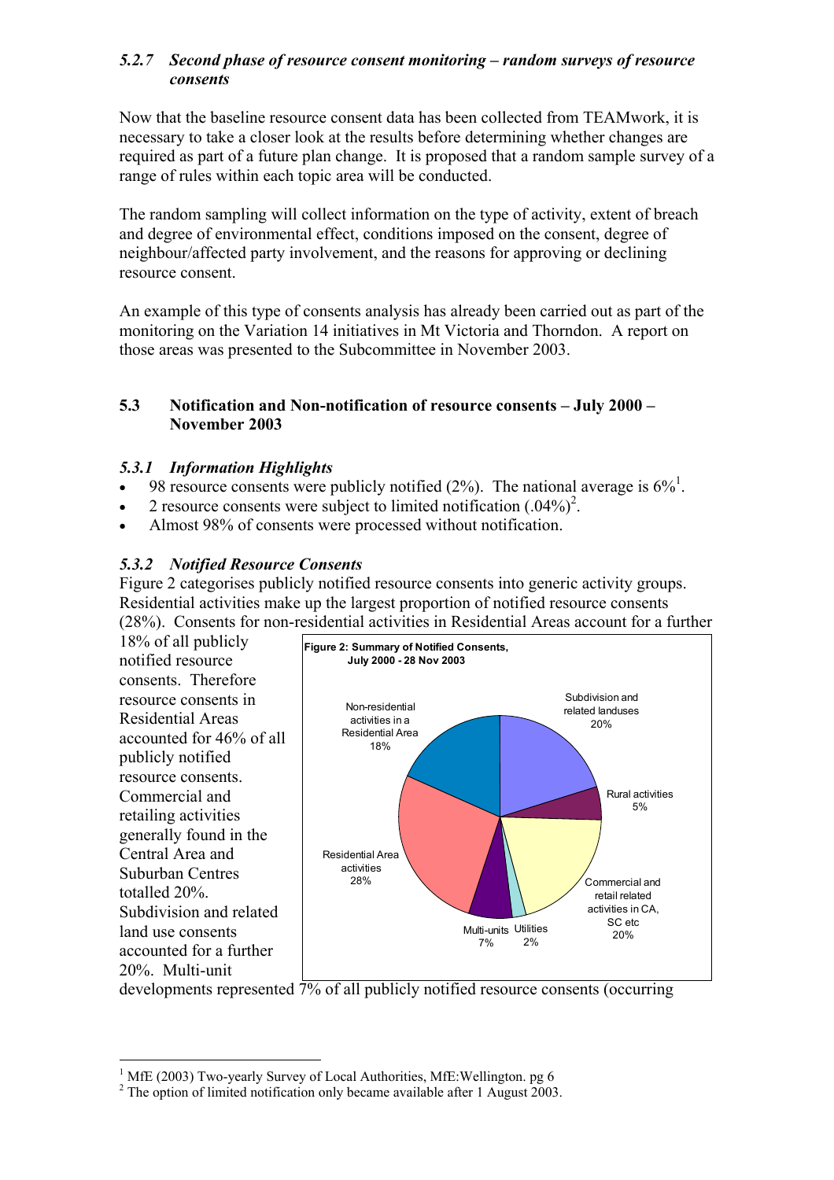### *5.2.7 Second phase of resource consent monitoring – random surveys of resource consents*

Now that the baseline resource consent data has been collected from TEAMwork, it is necessary to take a closer look at the results before determining whether changes are required as part of a future plan change. It is proposed that a random sample survey of a range of rules within each topic area will be conducted.

The random sampling will collect information on the type of activity, extent of breach and degree of environmental effect, conditions imposed on the consent, degree of neighbour/affected party involvement, and the reasons for approving or declining resource consent.

An example of this type of consents analysis has already been carried out as part of the monitoring on the Variation 14 initiatives in Mt Victoria and Thorndon. A report on those areas was presented to the Subcommittee in November 2003.

## 5.3 Notification and Non-notification of resource consents – July 2000 – November 2003

### *5.3.1 Information Highlights*

- 98 resource consents were publicly notified (2%). The national average is 6%[1].
- 2 resource consents were subject to limited notification (.04%)[2].
- Almost 98% of consents were processed without notification.

### *5.3.2 Notified Resource Consents*

Figure 2 categorises publicly notified resource consents into generic activity groups. Residential activities make up the largest proportion of notified resource consents (28%). Consents for non-residential activities in Residential Areas account for a further 18% of all publicly notified resource consents. Therefore resource consents in Residential Areas accounted for 46% of all publicly notified resource consents. Commercial and retailing activities generally found in the Central Area and Suburban Centres totalled 20%. Subdivision and related land use consents accounted for a further 20%. Multi-unit developments represented 7% of all publicly notified resource consents (occurring

**Figure 2: Summary of Notified Consents, July 2000 - 28 Nov 2003**

| Category | % |
|---|---|
| Subdivision and related landuses | 20% |
| Rural activities | 5% |
| Commercial and retail related activities in CA, SC etc | 20% |
| Utilities | 2% |
| Multi-units | 7% |
| Residential Area activities | 28% |
| Non-residential activities in a Residential Area | 18% |

[1] MfE (2003) Two-yearly Survey of Local Authorities, MfE:Wellington. pg 6

[2] The option of limited notification only became available after 1 August 2003.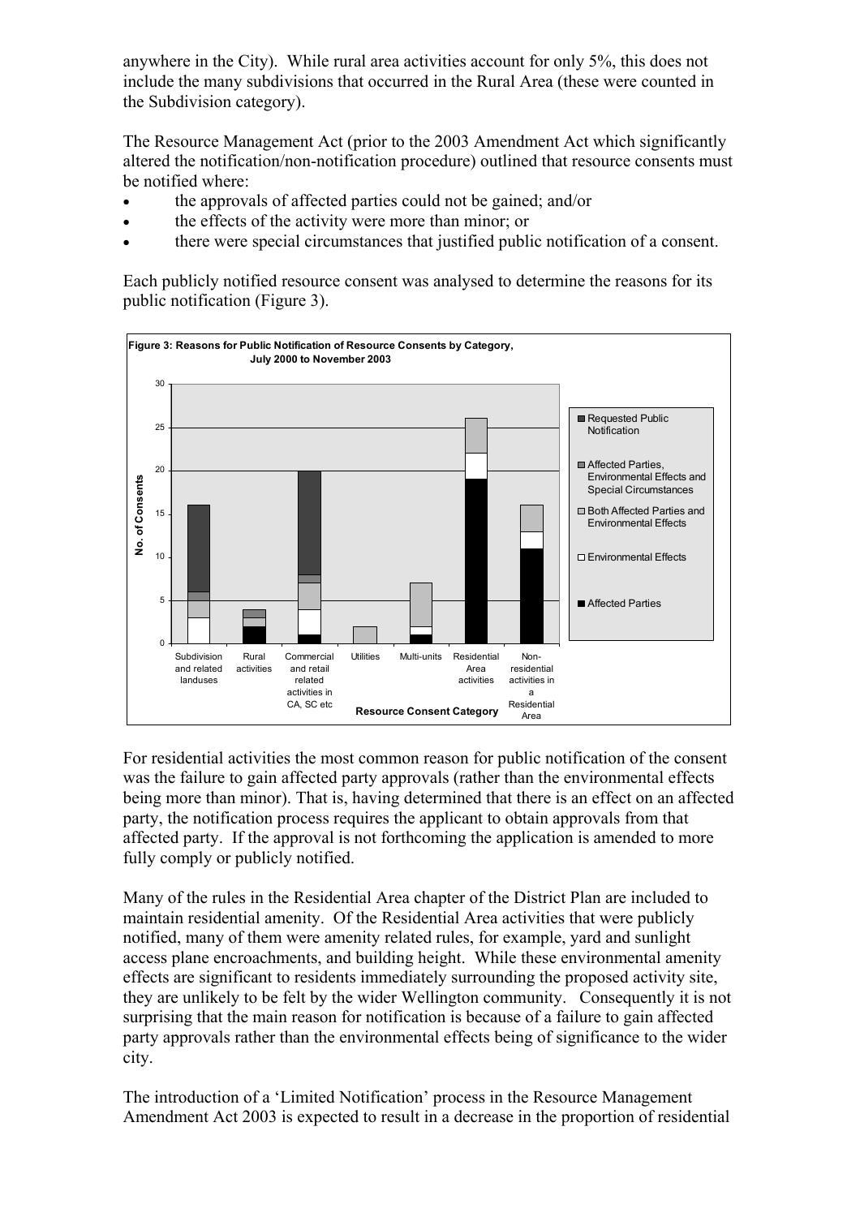anywhere in the City). While rural area activities account for only 5%, this does not include the many subdivisions that occurred in the Rural Area (these were counted in the Subdivision category).

The Resource Management Act (prior to the 2003 Amendment Act which significantly altered the notification/non-notification procedure) outlined that resource consents must be notified where:

- the approvals of affected parties could not be gained; and/or
- the effects of the activity were more than minor; or
- there were special circumstances that justified public notification of a consent.

Each publicly notified resource consent was analysed to determine the reasons for its public notification (Figure 3).

**Figure 3: Reasons for Public Notification of Resource Consents by Category, July 2000 to November 2003**

For residential activities the most common reason for public notification of the consent was the failure to gain affected party approvals (rather than the environmental effects being more than minor). That is, having determined that there is an effect on an affected party, the notification process requires the applicant to obtain approvals from that affected party. If the approval is not forthcoming the application is amended to more fully comply or publicly notified.

Many of the rules in the Residential Area chapter of the District Plan are included to maintain residential amenity. Of the Residential Area activities that were publicly notified, many of them were amenity related rules, for example, yard and sunlight access plane encroachments, and building height. While these environmental amenity effects are significant to residents immediately surrounding the proposed activity site, they are unlikely to be felt by the wider Wellington community. Consequently it is not surprising that the main reason for notification is because of a failure to gain affected party approvals rather than the environmental effects being of significance to the wider city.

The introduction of a 'Limited Notification' process in the Resource Management Amendment Act 2003 is expected to result in a decrease in the proportion of residential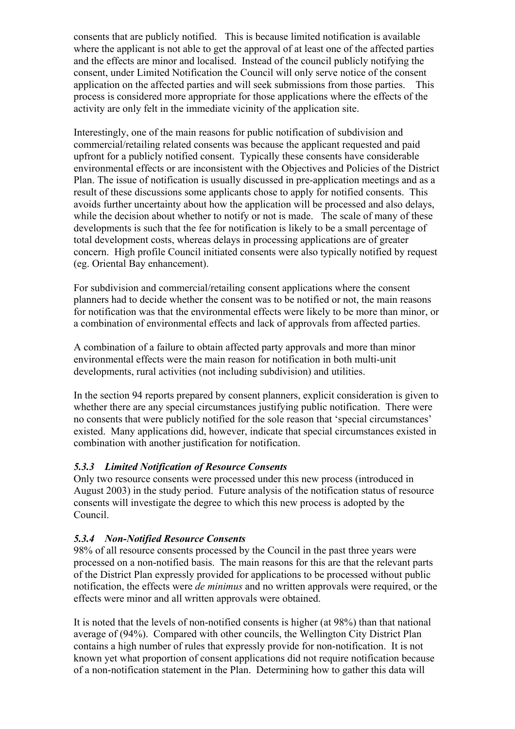consents that are publicly notified. This is because limited notification is available where the applicant is not able to get the approval of at least one of the affected parties and the effects are minor and localised. Instead of the council publicly notifying the consent, under Limited Notification the Council will only serve notice of the consent application on the affected parties and will seek submissions from those parties. This process is considered more appropriate for those applications where the effects of the activity are only felt in the immediate vicinity of the application site.

Interestingly, one of the main reasons for public notification of subdivision and commercial/retailing related consents was because the applicant requested and paid upfront for a publicly notified consent. Typically these consents have considerable environmental effects or are inconsistent with the Objectives and Policies of the District Plan. The issue of notification is usually discussed in pre-application meetings and as a result of these discussions some applicants chose to apply for notified consents. This avoids further uncertainty about how the application will be processed and also delays, while the decision about whether to notify or not is made. The scale of many of these developments is such that the fee for notification is likely to be a small percentage of total development costs, whereas delays in processing applications are of greater concern. High profile Council initiated consents were also typically notified by request (eg. Oriental Bay enhancement).

For subdivision and commercial/retailing consent applications where the consent planners had to decide whether the consent was to be notified or not, the main reasons for notification was that the environmental effects were likely to be more than minor, or a combination of environmental effects and lack of approvals from affected parties.

A combination of a failure to obtain affected party approvals and more than minor environmental effects were the main reason for notification in both multi-unit developments, rural activities (not including subdivision) and utilities.

In the section 94 reports prepared by consent planners, explicit consideration is given to whether there are any special circumstances justifying public notification. There were no consents that were publicly notified for the sole reason that 'special circumstances' existed. Many applications did, however, indicate that special circumstances existed in combination with another justification for notification.

### *5.3.3 Limited Notification of Resource Consents*

Only two resource consents were processed under this new process (introduced in August 2003) in the study period. Future analysis of the notification status of resource consents will investigate the degree to which this new process is adopted by the Council.

### *5.3.4 Non-Notified Resource Consents*

98% of all resource consents processed by the Council in the past three years were processed on a non-notified basis. The main reasons for this are that the relevant parts of the District Plan expressly provided for applications to be processed without public notification, the effects were *de minimus* and no written approvals were required, or the effects were minor and all written approvals were obtained.

It is noted that the levels of non-notified consents is higher (at 98%) than that national average of (94%). Compared with other councils, the Wellington City District Plan contains a high number of rules that expressly provide for non-notification. It is not known yet what proportion of consent applications did not require notification because of a non-notification statement in the Plan. Determining how to gather this data will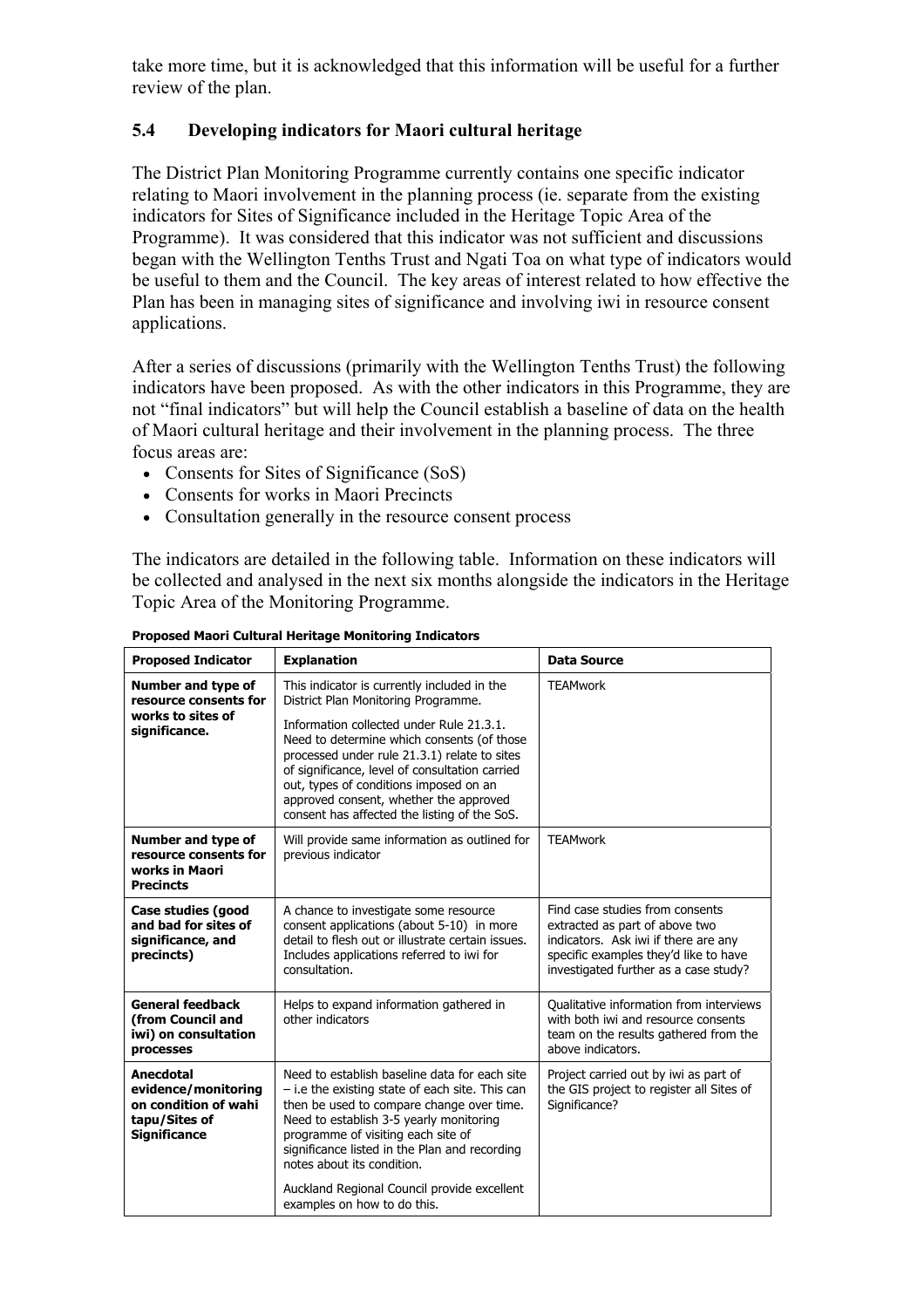take more time, but it is acknowledged that this information will be useful for a further review of the plan.

## 5.4 Developing indicators for Maori cultural heritage

The District Plan Monitoring Programme currently contains one specific indicator relating to Maori involvement in the planning process (ie. separate from the existing indicators for Sites of Significance included in the Heritage Topic Area of the Programme). It was considered that this indicator was not sufficient and discussions began with the Wellington Tenths Trust and Ngati Toa on what type of indicators would be useful to them and the Council. The key areas of interest related to how effective the Plan has been in managing sites of significance and involving iwi in resource consent applications.

After a series of discussions (primarily with the Wellington Tenths Trust) the following indicators have been proposed. As with the other indicators in this Programme, they are not "final indicators" but will help the Council establish a baseline of data on the health of Maori cultural heritage and their involvement in the planning process. The three focus areas are:

- Consents for Sites of Significance (SoS)
- Consents for works in Maori Precincts
- Consultation generally in the resource consent process

The indicators are detailed in the following table. Information on these indicators will be collected and analysed in the next six months alongside the indicators in the Heritage Topic Area of the Monitoring Programme.

**Proposed Maori Cultural Heritage Monitoring Indicators**

| Proposed Indicator | Explanation | Data Source |
|---|---|---|
| **Number and type of resource consents for works to sites of significance.** | This indicator is currently included in the District Plan Monitoring Programme.<br><br>Information collected under Rule 21.3.1. Need to determine which consents (of those processed under rule 21.3.1) relate to sites of significance, level of consultation carried out, types of conditions imposed on an approved consent, whether the approved consent has affected the listing of the SoS. | TEAMwork |
| **Number and type of resource consents for works in Maori Precincts** | Will provide same information as outlined for previous indicator | TEAMwork |
| **Case studies (good and bad for sites of significance, and precincts)** | A chance to investigate some resource consent applications (about 5-10) in more detail to flesh out or illustrate certain issues. Includes applications referred to iwi for consultation. | Find case studies from consents extracted as part of above two indicators. Ask iwi if there are any specific examples they'd like to have investigated further as a case study? |
| **General feedback (from Council and iwi) on consultation processes** | Helps to expand information gathered in other indicators | Qualitative information from interviews with both iwi and resource consents team on the results gathered from the above indicators. |
| **Anecdotal evidence/monitoring on condition of wahi tapu/Sites of Significance** | Need to establish baseline data for each site – i.e the existing state of each site. This can then be used to compare change over time. Need to establish 3-5 yearly monitoring programme of visiting each site of significance listed in the Plan and recording notes about its condition.<br><br>Auckland Regional Council provide excellent examples on how to do this. | Project carried out by iwi as part of the GIS project to register all Sites of Significance? |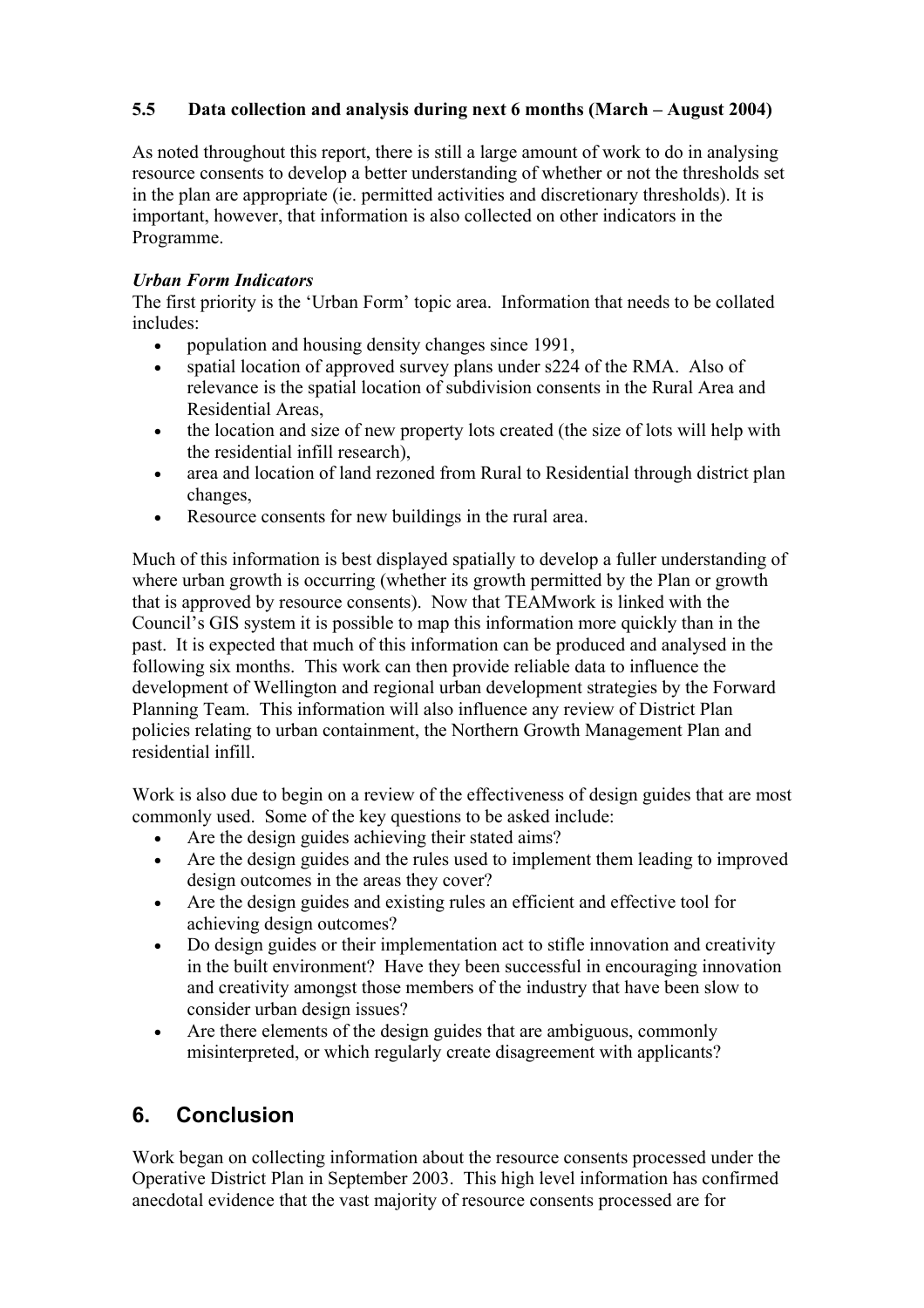### 5.5 Data collection and analysis during next 6 months (March – August 2004)

As noted throughout this report, there is still a large amount of work to do in analysing resource consents to develop a better understanding of whether or not the thresholds set in the plan are appropriate (ie. permitted activities and discretionary thresholds). It is important, however, that information is also collected on other indicators in the Programme.

***Urban Form Indicators***

The first priority is the 'Urban Form' topic area. Information that needs to be collated includes:

- population and housing density changes since 1991,
- spatial location of approved survey plans under s224 of the RMA. Also of relevance is the spatial location of subdivision consents in the Rural Area and Residential Areas,
- the location and size of new property lots created (the size of lots will help with the residential infill research),
- area and location of land rezoned from Rural to Residential through district plan changes,
- Resource consents for new buildings in the rural area.

Much of this information is best displayed spatially to develop a fuller understanding of where urban growth is occurring (whether its growth permitted by the Plan or growth that is approved by resource consents). Now that TEAMwork is linked with the Council's GIS system it is possible to map this information more quickly than in the past. It is expected that much of this information can be produced and analysed in the following six months. This work can then provide reliable data to influence the development of Wellington and regional urban development strategies by the Forward Planning Team. This information will also influence any review of District Plan policies relating to urban containment, the Northern Growth Management Plan and residential infill.

Work is also due to begin on a review of the effectiveness of design guides that are most commonly used. Some of the key questions to be asked include:

- Are the design guides achieving their stated aims?
- Are the design guides and the rules used to implement them leading to improved design outcomes in the areas they cover?
- Are the design guides and existing rules an efficient and effective tool for achieving design outcomes?
- Do design guides or their implementation act to stifle innovation and creativity in the built environment? Have they been successful in encouraging innovation and creativity amongst those members of the industry that have been slow to consider urban design issues?
- Are there elements of the design guides that are ambiguous, commonly misinterpreted, or which regularly create disagreement with applicants?

## 6. Conclusion

Work began on collecting information about the resource consents processed under the Operative District Plan in September 2003. This high level information has confirmed anecdotal evidence that the vast majority of resource consents processed are for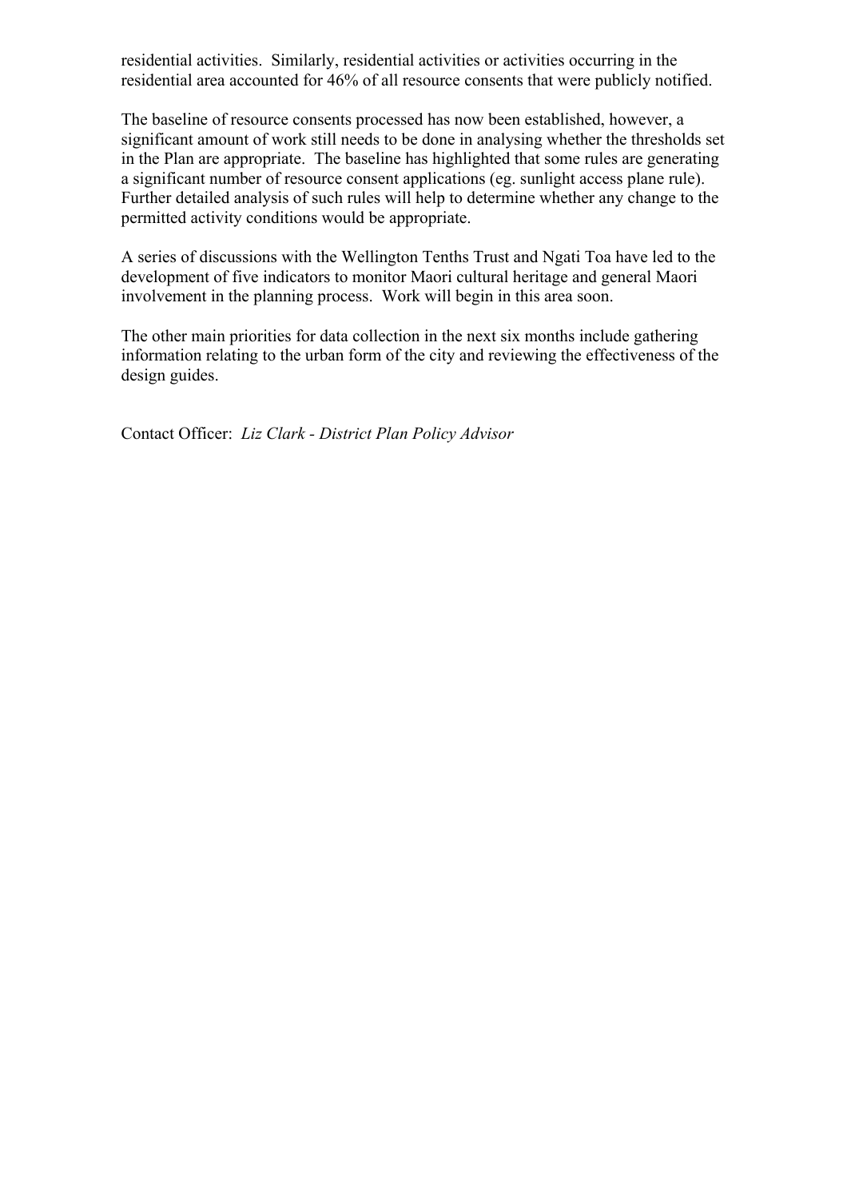residential activities. Similarly, residential activities or activities occurring in the residential area accounted for 46% of all resource consents that were publicly notified.

The baseline of resource consents processed has now been established, however, a significant amount of work still needs to be done in analysing whether the thresholds set in the Plan are appropriate. The baseline has highlighted that some rules are generating a significant number of resource consent applications (eg. sunlight access plane rule). Further detailed analysis of such rules will help to determine whether any change to the permitted activity conditions would be appropriate.

A series of discussions with the Wellington Tenths Trust and Ngati Toa have led to the development of five indicators to monitor Maori cultural heritage and general Maori involvement in the planning process. Work will begin in this area soon.

The other main priorities for data collection in the next six months include gathering information relating to the urban form of the city and reviewing the effectiveness of the design guides.

Contact Officer: *Liz Clark - District Plan Policy Advisor*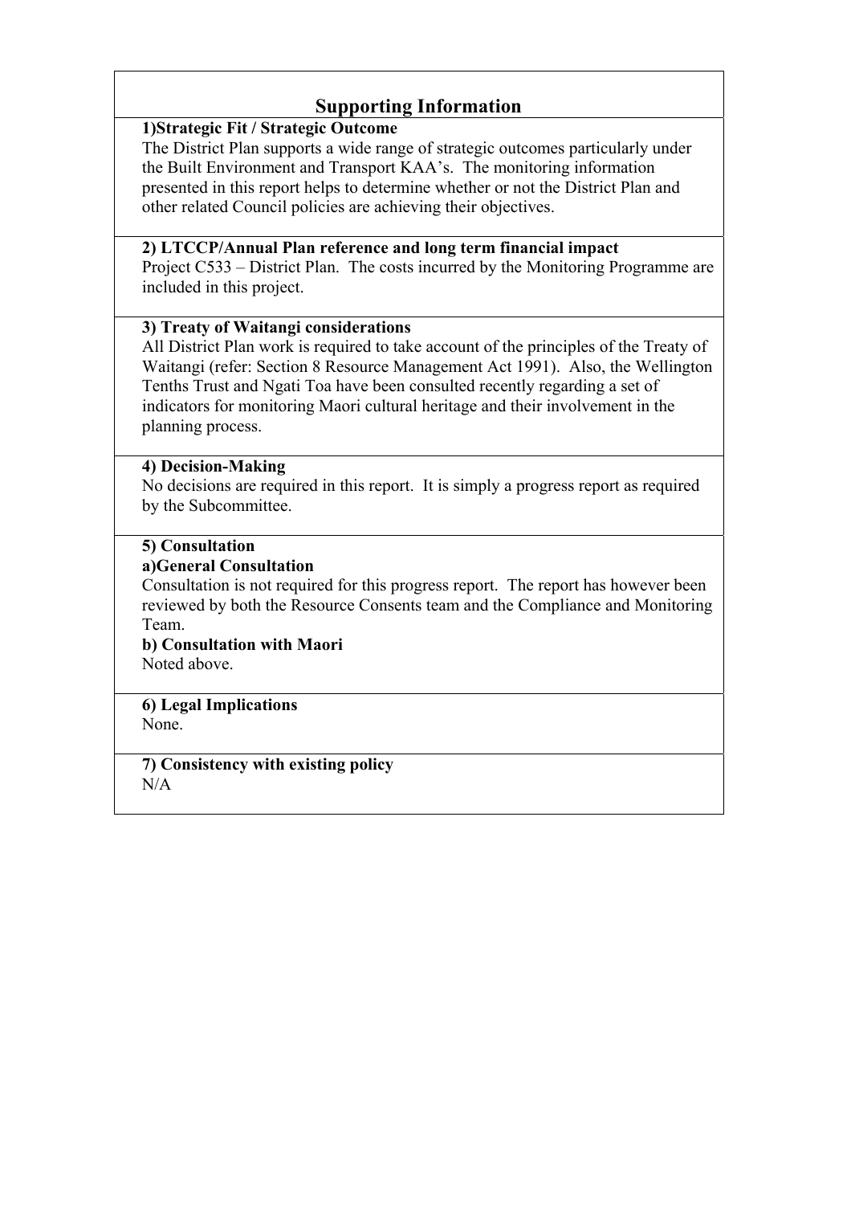## Supporting Information

**1)Strategic Fit / Strategic Outcome**

The District Plan supports a wide range of strategic outcomes particularly under the Built Environment and Transport KAA's. The monitoring information presented in this report helps to determine whether or not the District Plan and other related Council policies are achieving their objectives.

**2) LTCCP/Annual Plan reference and long term financial impact**

Project C533 – District Plan. The costs incurred by the Monitoring Programme are included in this project.

**3) Treaty of Waitangi considerations**

All District Plan work is required to take account of the principles of the Treaty of Waitangi (refer: Section 8 Resource Management Act 1991). Also, the Wellington Tenths Trust and Ngati Toa have been consulted recently regarding a set of indicators for monitoring Maori cultural heritage and their involvement in the planning process.

**4) Decision-Making**

No decisions are required in this report. It is simply a progress report as required by the Subcommittee.

**5) Consultation**

**a)General Consultation**

Consultation is not required for this progress report. The report has however been reviewed by both the Resource Consents team and the Compliance and Monitoring Team.

**b) Consultation with Maori**

Noted above.

**6) Legal Implications**

None.

**7) Consistency with existing policy**

N/A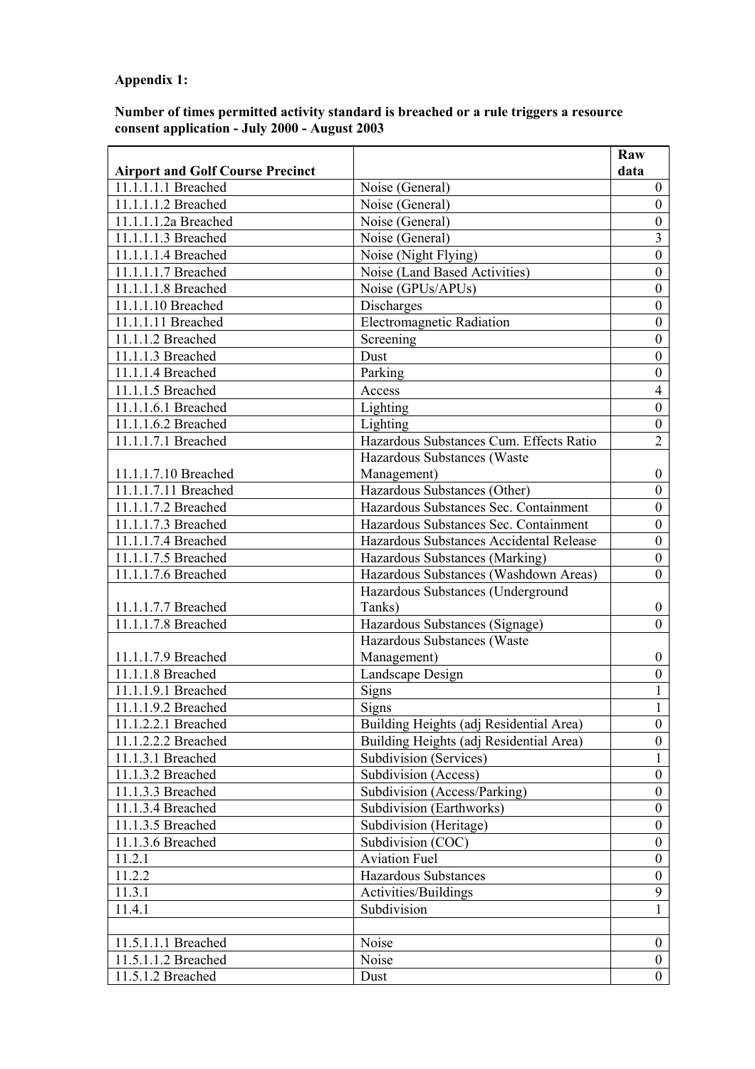**Appendix 1:**

**Number of times permitted activity standard is breached or a rule triggers a resource consent application - July 2000 - August 2003**

| **Airport and Golf Course Precinct** | | **Raw data** |
|---|---|---|
| 11.1.1.1.1 Breached | Noise (General) | 0 |
| 11.1.1.1.2 Breached | Noise (General) | 0 |
| 11.1.1.1.2a Breached | Noise (General) | 0 |
| 11.1.1.1.3 Breached | Noise (General) | 3 |
| 11.1.1.1.4 Breached | Noise (Night Flying) | 0 |
| 11.1.1.1.7 Breached | Noise (Land Based Activities) | 0 |
| 11.1.1.1.8 Breached | Noise (GPUs/APUs) | 0 |
| 11.1.1.10 Breached | Discharges | 0 |
| 11.1.1.11 Breached | Electromagnetic Radiation | 0 |
| 11.1.1.2 Breached | Screening | 0 |
| 11.1.1.3 Breached | Dust | 0 |
| 11.1.1.4 Breached | Parking | 0 |
| 11.1.1.5 Breached | Access | 4 |
| 11.1.1.6.1 Breached | Lighting | 0 |
| 11.1.1.6.2 Breached | Lighting | 0 |
| 11.1.1.7.1 Breached | Hazardous Substances Cum. Effects Ratio | 2 |
| 11.1.1.7.10 Breached | Hazardous Substances (Waste Management) | 0 |
| 11.1.1.7.11 Breached | Hazardous Substances (Other) | 0 |
| 11.1.1.7.2 Breached | Hazardous Substances Sec. Containment | 0 |
| 11.1.1.7.3 Breached | Hazardous Substances Sec. Containment | 0 |
| 11.1.1.7.4 Breached | Hazardous Substances Accidental Release | 0 |
| 11.1.1.7.5 Breached | Hazardous Substances (Marking) | 0 |
| 11.1.1.7.6 Breached | Hazardous Substances (Washdown Areas) | 0 |
| 11.1.1.7.7 Breached | Hazardous Substances (Underground Tanks) | 0 |
| 11.1.1.7.8 Breached | Hazardous Substances (Signage) | 0 |
| 11.1.1.7.9 Breached | Hazardous Substances (Waste Management) | 0 |
| 11.1.1.8 Breached | Landscape Design | 0 |
| 11.1.1.9.1 Breached | Signs | 1 |
| 11.1.1.9.2 Breached | Signs | 1 |
| 11.1.2.2.1 Breached | Building Heights (adj Residential Area) | 0 |
| 11.1.2.2.2 Breached | Building Heights (adj Residential Area) | 0 |
| 11.1.3.1 Breached | Subdivision (Services) | 1 |
| 11.1.3.2 Breached | Subdivision (Access) | 0 |
| 11.1.3.3 Breached | Subdivision (Access/Parking) | 0 |
| 11.1.3.4 Breached | Subdivision (Earthworks) | 0 |
| 11.1.3.5 Breached | Subdivision (Heritage) | 0 |
| 11.1.3.6 Breached | Subdivision (COC) | 0 |
| 11.2.1 | Aviation Fuel | 0 |
| 11.2.2 | Hazardous Substances | 0 |
| 11.3.1 | Activities/Buildings | 9 |
| 11.4.1 | Subdivision | 1 |
| | | |
| 11.5.1.1.1 Breached | Noise | 0 |
| 11.5.1.1.2 Breached | Noise | 0 |
| 11.5.1.2 Breached | Dust | 0 |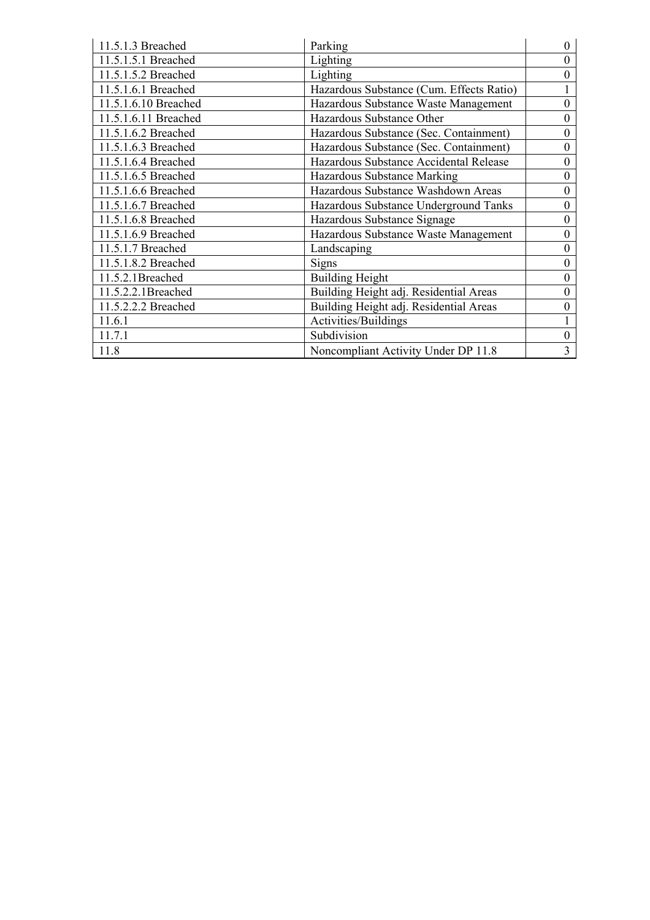| 11.5.1.3 Breached | Parking | 0 |
|---|---|---|
| 11.5.1.5.1 Breached | Lighting | 0 |
| 11.5.1.5.2 Breached | Lighting | 0 |
| 11.5.1.6.1 Breached | Hazardous Substance (Cum. Effects Ratio) | 1 |
| 11.5.1.6.10 Breached | Hazardous Substance Waste Management | 0 |
| 11.5.1.6.11 Breached | Hazardous Substance Other | 0 |
| 11.5.1.6.2 Breached | Hazardous Substance (Sec. Containment) | 0 |
| 11.5.1.6.3 Breached | Hazardous Substance (Sec. Containment) | 0 |
| 11.5.1.6.4 Breached | Hazardous Substance Accidental Release | 0 |
| 11.5.1.6.5 Breached | Hazardous Substance Marking | 0 |
| 11.5.1.6.6 Breached | Hazardous Substance Washdown Areas | 0 |
| 11.5.1.6.7 Breached | Hazardous Substance Underground Tanks | 0 |
| 11.5.1.6.8 Breached | Hazardous Substance Signage | 0 |
| 11.5.1.6.9 Breached | Hazardous Substance Waste Management | 0 |
| 11.5.1.7 Breached | Landscaping | 0 |
| 11.5.1.8.2 Breached | Signs | 0 |
| 11.5.2.1Breached | Building Height | 0 |
| 11.5.2.2.1Breached | Building Height adj. Residential Areas | 0 |
| 11.5.2.2.2 Breached | Building Height adj. Residential Areas | 0 |
| 11.6.1 | Activities/Buildings | 1 |
| 11.7.1 | Subdivision | 0 |
| 11.8 | Noncompliant Activity Under DP 11.8 | 3 |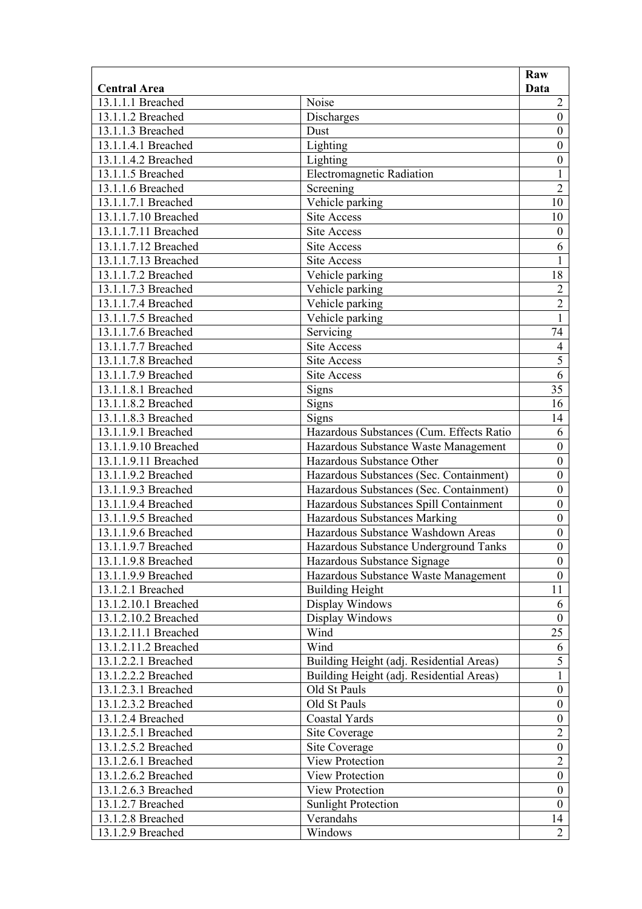| Central Area | | Raw Data |
|---|---|---|
| 13.1.1.1 Breached | Noise | 2 |
| 13.1.1.2 Breached | Discharges | 0 |
| 13.1.1.3 Breached | Dust | 0 |
| 13.1.1.4.1 Breached | Lighting | 0 |
| 13.1.1.4.2 Breached | Lighting | 0 |
| 13.1.1.5 Breached | Electromagnetic Radiation | 1 |
| 13.1.1.6 Breached | Screening | 2 |
| 13.1.1.7.1 Breached | Vehicle parking | 10 |
| 13.1.1.7.10 Breached | Site Access | 10 |
| 13.1.1.7.11 Breached | Site Access | 0 |
| 13.1.1.7.12 Breached | Site Access | 6 |
| 13.1.1.7.13 Breached | Site Access | 1 |
| 13.1.1.7.2 Breached | Vehicle parking | 18 |
| 13.1.1.7.3 Breached | Vehicle parking | 2 |
| 13.1.1.7.4 Breached | Vehicle parking | 2 |
| 13.1.1.7.5 Breached | Vehicle parking | 1 |
| 13.1.1.7.6 Breached | Servicing | 74 |
| 13.1.1.7.7 Breached | Site Access | 4 |
| 13.1.1.7.8 Breached | Site Access | 5 |
| 13.1.1.7.9 Breached | Site Access | 6 |
| 13.1.1.8.1 Breached | Signs | 35 |
| 13.1.1.8.2 Breached | Signs | 16 |
| 13.1.1.8.3 Breached | Signs | 14 |
| 13.1.1.9.1 Breached | Hazardous Substances (Cum. Effects Ratio | 6 |
| 13.1.1.9.10 Breached | Hazardous Substance Waste Management | 0 |
| 13.1.1.9.11 Breached | Hazardous Substance Other | 0 |
| 13.1.1.9.2 Breached | Hazardous Substances (Sec. Containment) | 0 |
| 13.1.1.9.3 Breached | Hazardous Substances (Sec. Containment) | 0 |
| 13.1.1.9.4 Breached | Hazardous Substances Spill Containment | 0 |
| 13.1.1.9.5 Breached | Hazardous Substances Marking | 0 |
| 13.1.1.9.6 Breached | Hazardous Substance Washdown Areas | 0 |
| 13.1.1.9.7 Breached | Hazardous Substance Underground Tanks | 0 |
| 13.1.1.9.8 Breached | Hazardous Substance Signage | 0 |
| 13.1.1.9.9 Breached | Hazardous Substance Waste Management | 0 |
| 13.1.2.1 Breached | Building Height | 11 |
| 13.1.2.10.1 Breached | Display Windows | 6 |
| 13.1.2.10.2 Breached | Display Windows | 0 |
| 13.1.2.11.1 Breached | Wind | 25 |
| 13.1.2.11.2 Breached | Wind | 6 |
| 13.1.2.2.1 Breached | Building Height (adj. Residential Areas) | 5 |
| 13.1.2.2.2 Breached | Building Height (adj. Residential Areas) | 1 |
| 13.1.2.3.1 Breached | Old St Pauls | 0 |
| 13.1.2.3.2 Breached | Old St Pauls | 0 |
| 13.1.2.4 Breached | Coastal Yards | 0 |
| 13.1.2.5.1 Breached | Site Coverage | 2 |
| 13.1.2.5.2 Breached | Site Coverage | 0 |
| 13.1.2.6.1 Breached | View Protection | 2 |
| 13.1.2.6.2 Breached | View Protection | 0 |
| 13.1.2.6.3 Breached | View Protection | 0 |
| 13.1.2.7 Breached | Sunlight Protection | 0 |
| 13.1.2.8 Breached | Verandahs | 14 |
| 13.1.2.9 Breached | Windows | 2 |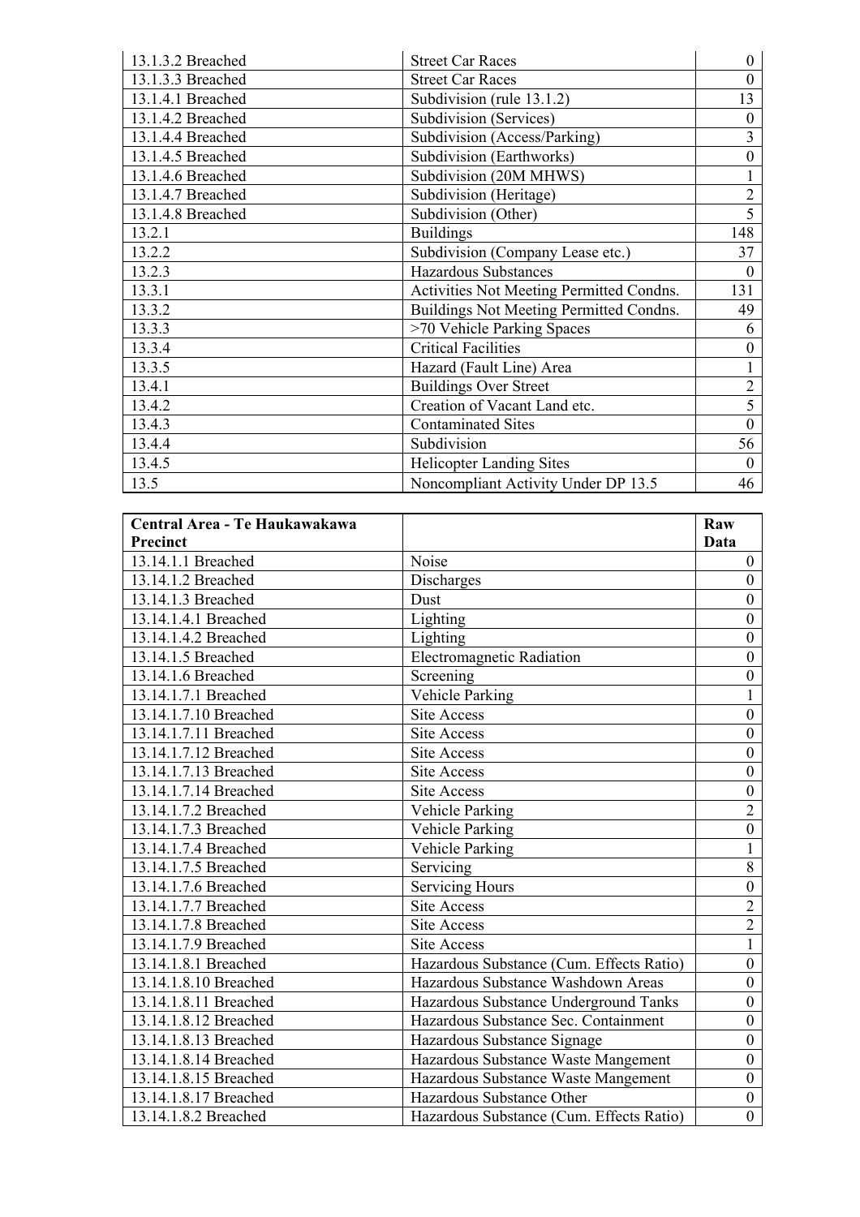| | | |
|---|---|---|
| 13.1.3.2 Breached | Street Car Races | 0 |
| 13.1.3.3 Breached | Street Car Races | 0 |
| 13.1.4.1 Breached | Subdivision (rule 13.1.2) | 13 |
| 13.1.4.2 Breached | Subdivision (Services) | 0 |
| 13.1.4.4 Breached | Subdivision (Access/Parking) | 3 |
| 13.1.4.5 Breached | Subdivision (Earthworks) | 0 |
| 13.1.4.6 Breached | Subdivision (20M MHWS) | 1 |
| 13.1.4.7 Breached | Subdivision (Heritage) | 2 |
| 13.1.4.8 Breached | Subdivision (Other) | 5 |
| 13.2.1 | Buildings | 148 |
| 13.2.2 | Subdivision (Company Lease etc.) | 37 |
| 13.2.3 | Hazardous Substances | 0 |
| 13.3.1 | Activities Not Meeting Permitted Condns. | 131 |
| 13.3.2 | Buildings Not Meeting Permitted Condns. | 49 |
| 13.3.3 | >70 Vehicle Parking Spaces | 6 |
| 13.3.4 | Critical Facilities | 0 |
| 13.3.5 | Hazard (Fault Line) Area | 1 |
| 13.4.1 | Buildings Over Street | 2 |
| 13.4.2 | Creation of Vacant Land etc. | 5 |
| 13.4.3 | Contaminated Sites | 0 |
| 13.4.4 | Subdivision | 56 |
| 13.4.5 | Helicopter Landing Sites | 0 |
| 13.5 | Noncompliant Activity Under DP 13.5 | 46 |

| **Central Area - Te Haukawakawa Precinct** | | **Raw Data** |
|---|---|---|
| 13.14.1.1 Breached | Noise | 0 |
| 13.14.1.2 Breached | Discharges | 0 |
| 13.14.1.3 Breached | Dust | 0 |
| 13.14.1.4.1 Breached | Lighting | 0 |
| 13.14.1.4.2 Breached | Lighting | 0 |
| 13.14.1.5 Breached | Electromagnetic Radiation | 0 |
| 13.14.1.6 Breached | Screening | 0 |
| 13.14.1.7.1 Breached | Vehicle Parking | 1 |
| 13.14.1.7.10 Breached | Site Access | 0 |
| 13.14.1.7.11 Breached | Site Access | 0 |
| 13.14.1.7.12 Breached | Site Access | 0 |
| 13.14.1.7.13 Breached | Site Access | 0 |
| 13.14.1.7.14 Breached | Site Access | 0 |
| 13.14.1.7.2 Breached | Vehicle Parking | 2 |
| 13.14.1.7.3 Breached | Vehicle Parking | 0 |
| 13.14.1.7.4 Breached | Vehicle Parking | 1 |
| 13.14.1.7.5 Breached | Servicing | 8 |
| 13.14.1.7.6 Breached | Servicing Hours | 0 |
| 13.14.1.7.7 Breached | Site Access | 2 |
| 13.14.1.7.8 Breached | Site Access | 2 |
| 13.14.1.7.9 Breached | Site Access | 1 |
| 13.14.1.8.1 Breached | Hazardous Substance (Cum. Effects Ratio) | 0 |
| 13.14.1.8.10 Breached | Hazardous Substance Washdown Areas | 0 |
| 13.14.1.8.11 Breached | Hazardous Substance Underground Tanks | 0 |
| 13.14.1.8.12 Breached | Hazardous Substance Sec. Containment | 0 |
| 13.14.1.8.13 Breached | Hazardous Substance Signage | 0 |
| 13.14.1.8.14 Breached | Hazardous Substance Waste Mangement | 0 |
| 13.14.1.8.15 Breached | Hazardous Substance Waste Mangement | 0 |
| 13.14.1.8.17 Breached | Hazardous Substance Other | 0 |
| 13.14.1.8.2 Breached | Hazardous Substance (Cum. Effects Ratio) | 0 |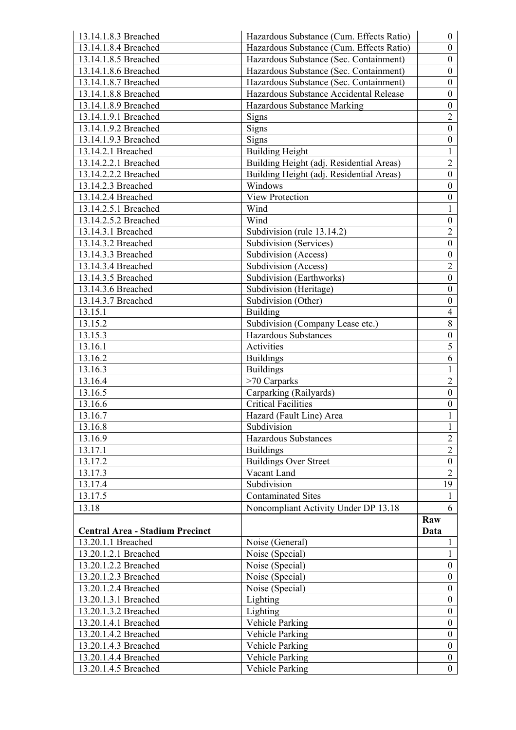| | | |
|---|---|---|
| 13.14.1.8.3 Breached | Hazardous Substance (Cum. Effects Ratio) | 0 |
| 13.14.1.8.4 Breached | Hazardous Substance (Cum. Effects Ratio) | 0 |
| 13.14.1.8.5 Breached | Hazardous Substance (Sec. Containment) | 0 |
| 13.14.1.8.6 Breached | Hazardous Substance (Sec. Containment) | 0 |
| 13.14.1.8.7 Breached | Hazardous Substance (Sec. Containment) | 0 |
| 13.14.1.8.8 Breached | Hazardous Substance Accidental Release | 0 |
| 13.14.1.8.9 Breached | Hazardous Substance Marking | 0 |
| 13.14.1.9.1 Breached | Signs | 2 |
| 13.14.1.9.2 Breached | Signs | 0 |
| 13.14.1.9.3 Breached | Signs | 0 |
| 13.14.2.1 Breached | Building Height | 1 |
| 13.14.2.2.1 Breached | Building Height (adj. Residential Areas) | 2 |
| 13.14.2.2.2 Breached | Building Height (adj. Residential Areas) | 0 |
| 13.14.2.3 Breached | Windows | 0 |
| 13.14.2.4 Breached | View Protection | 0 |
| 13.14.2.5.1 Breached | Wind | 1 |
| 13.14.2.5.2 Breached | Wind | 0 |
| 13.14.3.1 Breached | Subdivision (rule 13.14.2) | 2 |
| 13.14.3.2 Breached | Subdivision (Services) | 0 |
| 13.14.3.3 Breached | Subdivision (Access) | 0 |
| 13.14.3.4 Breached | Subdivision (Access) | 2 |
| 13.14.3.5 Breached | Subdivision (Earthworks) | 0 |
| 13.14.3.6 Breached | Subdivision (Heritage) | 0 |
| 13.14.3.7 Breached | Subdivision (Other) | 0 |
| 13.15.1 | Building | 4 |
| 13.15.2 | Subdivision (Company Lease etc.) | 8 |
| 13.15.3 | Hazardous Substances | 0 |
| 13.16.1 | Activities | 5 |
| 13.16.2 | Buildings | 6 |
| 13.16.3 | Buildings | 1 |
| 13.16.4 | >70 Carparks | 2 |
| 13.16.5 | Carparking (Railyards) | 0 |
| 13.16.6 | Critical Facilities | 0 |
| 13.16.7 | Hazard (Fault Line) Area | 1 |
| 13.16.8 | Subdivision | 1 |
| 13.16.9 | Hazardous Substances | 2 |
| 13.17.1 | Buildings | 2 |
| 13.17.2 | Buildings Over Street | 0 |
| 13.17.3 | Vacant Land | 2 |
| 13.17.4 | Subdivision | 19 |
| 13.17.5 | Contaminated Sites | 1 |
| 13.18 | Noncompliant Activity Under DP 13.18 | 6 |
| **Central Area - Stadium Precinct** | | **Raw Data** |
| 13.20.1.1 Breached | Noise (General) | 1 |
| 13.20.1.2.1 Breached | Noise (Special) | 1 |
| 13.20.1.2.2 Breached | Noise (Special) | 0 |
| 13.20.1.2.3 Breached | Noise (Special) | 0 |
| 13.20.1.2.4 Breached | Noise (Special) | 0 |
| 13.20.1.3.1 Breached | Lighting | 0 |
| 13.20.1.3.2 Breached | Lighting | 0 |
| 13.20.1.4.1 Breached | Vehicle Parking | 0 |
| 13.20.1.4.2 Breached | Vehicle Parking | 0 |
| 13.20.1.4.3 Breached | Vehicle Parking | 0 |
| 13.20.1.4.4 Breached | Vehicle Parking | 0 |
| 13.20.1.4.5 Breached | Vehicle Parking | 0 |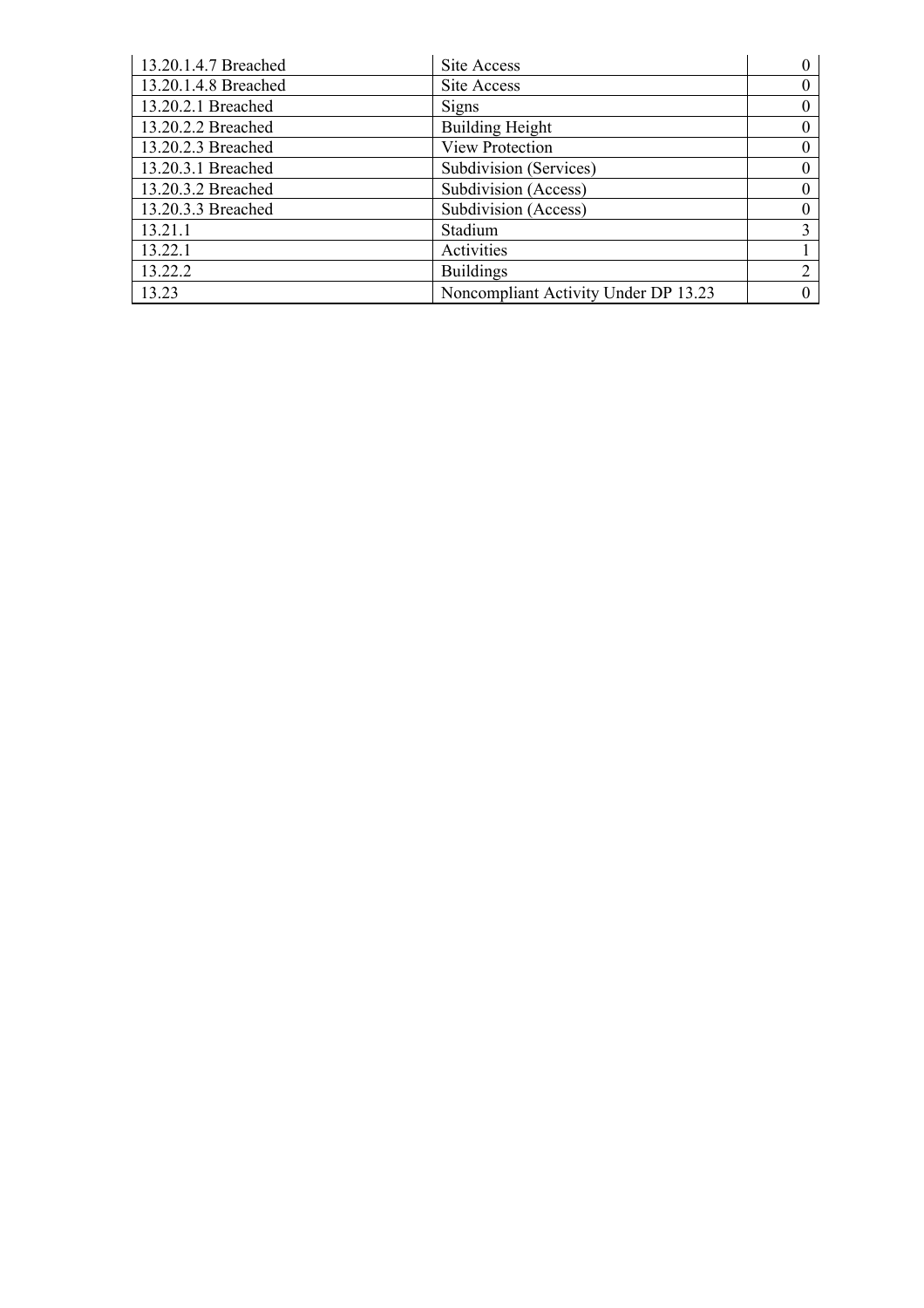| 13.20.1.4.7 Breached | Site Access | 0 |
|---|---|---|
| 13.20.1.4.8 Breached | Site Access | 0 |
| 13.20.2.1 Breached | Signs | 0 |
| 13.20.2.2 Breached | Building Height | 0 |
| 13.20.2.3 Breached | View Protection | 0 |
| 13.20.3.1 Breached | Subdivision (Services) | 0 |
| 13.20.3.2 Breached | Subdivision (Access) | 0 |
| 13.20.3.3 Breached | Subdivision (Access) | 0 |
| 13.21.1 | Stadium | 3 |
| 13.22.1 | Activities | 1 |
| 13.22.2 | Buildings | 2 |
| 13.23 | Noncompliant Activity Under DP 13.23 | 0 |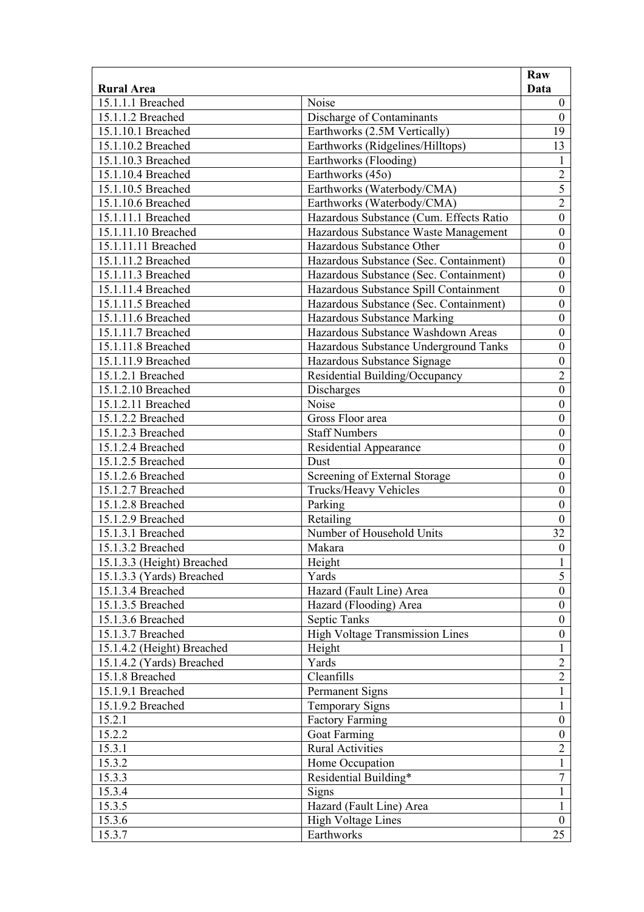| Rural Area | | Raw Data |
|---|---|---|
| 15.1.1.1 Breached | Noise | 0 |
| 15.1.1.2 Breached | Discharge of Contaminants | 0 |
| 15.1.10.1 Breached | Earthworks (2.5M Vertically) | 19 |
| 15.1.10.2 Breached | Earthworks (Ridgelines/Hilltops) | 13 |
| 15.1.10.3 Breached | Earthworks (Flooding) | 1 |
| 15.1.10.4 Breached | Earthworks (45o) | 2 |
| 15.1.10.5 Breached | Earthworks (Waterbody/CMA) | 5 |
| 15.1.10.6 Breached | Earthworks (Waterbody/CMA) | 2 |
| 15.1.11.1 Breached | Hazardous Substance (Cum. Effects Ratio | 0 |
| 15.1.11.10 Breached | Hazardous Substance Waste Management | 0 |
| 15.1.11.11 Breached | Hazardous Substance Other | 0 |
| 15.1.11.2 Breached | Hazardous Substance (Sec. Containment) | 0 |
| 15.1.11.3 Breached | Hazardous Substance (Sec. Containment) | 0 |
| 15.1.11.4 Breached | Hazardous Substance Spill Containment | 0 |
| 15.1.11.5 Breached | Hazardous Substance (Sec. Containment) | 0 |
| 15.1.11.6 Breached | Hazardous Substance Marking | 0 |
| 15.1.11.7 Breached | Hazardous Substance Washdown Areas | 0 |
| 15.1.11.8 Breached | Hazardous Substance Underground Tanks | 0 |
| 15.1.11.9 Breached | Hazardous Substance Signage | 0 |
| 15.1.2.1 Breached | Residential Building/Occupancy | 2 |
| 15.1.2.10 Breached | Discharges | 0 |
| 15.1.2.11 Breached | Noise | 0 |
| 15.1.2.2 Breached | Gross Floor area | 0 |
| 15.1.2.3 Breached | Staff Numbers | 0 |
| 15.1.2.4 Breached | Residential Appearance | 0 |
| 15.1.2.5 Breached | Dust | 0 |
| 15.1.2.6 Breached | Screening of External Storage | 0 |
| 15.1.2.7 Breached | Trucks/Heavy Vehicles | 0 |
| 15.1.2.8 Breached | Parking | 0 |
| 15.1.2.9 Breached | Retailing | 0 |
| 15.1.3.1 Breached | Number of Household Units | 32 |
| 15.1.3.2 Breached | Makara | 0 |
| 15.1.3.3 (Height) Breached | Height | 1 |
| 15.1.3.3 (Yards) Breached | Yards | 5 |
| 15.1.3.4 Breached | Hazard (Fault Line) Area | 0 |
| 15.1.3.5 Breached | Hazard (Flooding) Area | 0 |
| 15.1.3.6 Breached | Septic Tanks | 0 |
| 15.1.3.7 Breached | High Voltage Transmission Lines | 0 |
| 15.1.4.2 (Height) Breached | Height | 1 |
| 15.1.4.2 (Yards) Breached | Yards | 2 |
| 15.1.8 Breached | Cleanfills | 2 |
| 15.1.9.1 Breached | Permanent Signs | 1 |
| 15.1.9.2 Breached | Temporary Signs | 1 |
| 15.2.1 | Factory Farming | 0 |
| 15.2.2 | Goat Farming | 0 |
| 15.3.1 | Rural Activities | 2 |
| 15.3.2 | Home Occupation | 1 |
| 15.3.3 | Residential Building* | 7 |
| 15.3.4 | Signs | 1 |
| 15.3.5 | Hazard (Fault Line) Area | 1 |
| 15.3.6 | High Voltage Lines | 0 |
| 15.3.7 | Earthworks | 25 |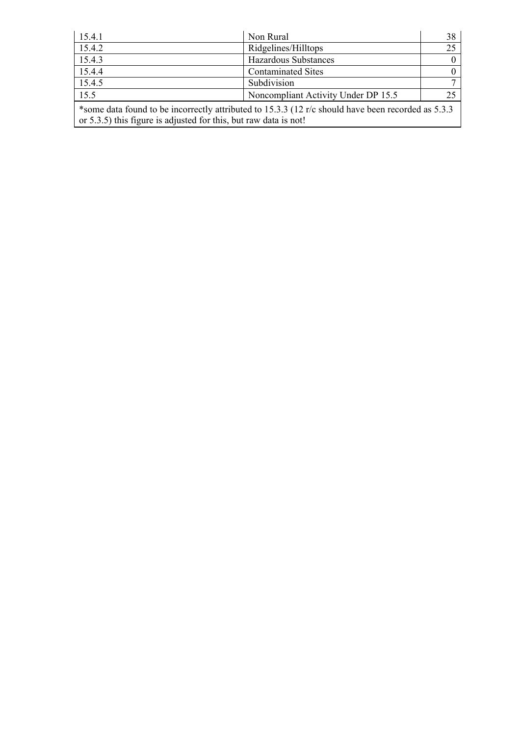| | | |
|---|---|---|
| 15.4.1 | Non Rural | 38 |
| 15.4.2 | Ridgelines/Hilltops | 25 |
| 15.4.3 | Hazardous Substances | 0 |
| 15.4.4 | Contaminated Sites | 0 |
| 15.4.5 | Subdivision | 7 |
| 15.5 | Noncompliant Activity Under DP 15.5 | 25 |

*some data found to be incorrectly attributed to 15.3.3 (12 r/c should have been recorded as 5.3.3 or 5.3.5) this figure is adjusted for this, but raw data is not!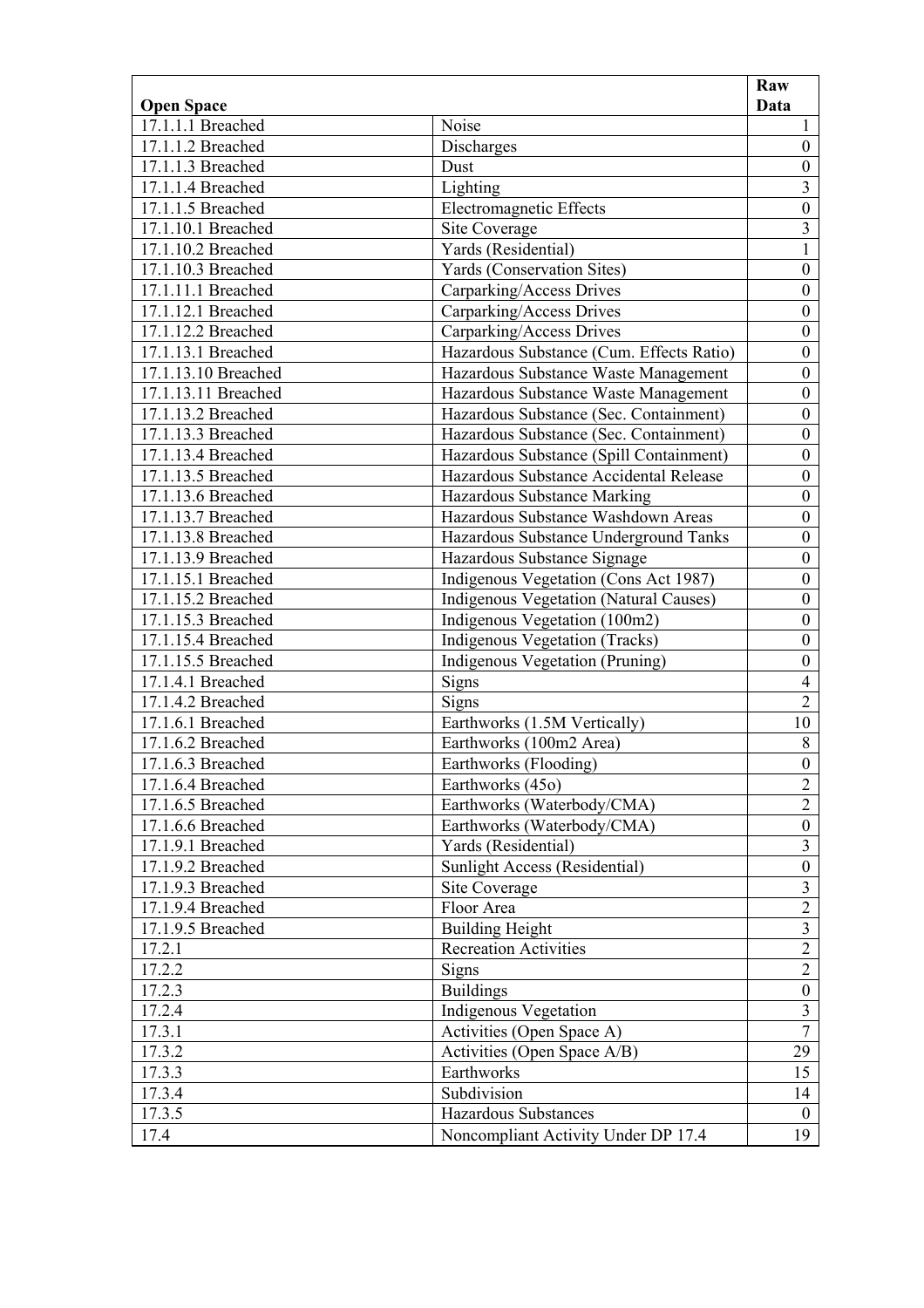| Open Space | | Raw Data |
|---|---|---|
| 17.1.1.1 Breached | Noise | 1 |
| 17.1.1.2 Breached | Discharges | 0 |
| 17.1.1.3 Breached | Dust | 0 |
| 17.1.1.4 Breached | Lighting | 3 |
| 17.1.1.5 Breached | Electromagnetic Effects | 0 |
| 17.1.10.1 Breached | Site Coverage | 3 |
| 17.1.10.2 Breached | Yards (Residential) | 1 |
| 17.1.10.3 Breached | Yards (Conservation Sites) | 0 |
| 17.1.11.1 Breached | Carparking/Access Drives | 0 |
| 17.1.12.1 Breached | Carparking/Access Drives | 0 |
| 17.1.12.2 Breached | Carparking/Access Drives | 0 |
| 17.1.13.1 Breached | Hazardous Substance (Cum. Effects Ratio) | 0 |
| 17.1.13.10 Breached | Hazardous Substance Waste Management | 0 |
| 17.1.13.11 Breached | Hazardous Substance Waste Management | 0 |
| 17.1.13.2 Breached | Hazardous Substance (Sec. Containment) | 0 |
| 17.1.13.3 Breached | Hazardous Substance (Sec. Containment) | 0 |
| 17.1.13.4 Breached | Hazardous Substance (Spill Containment) | 0 |
| 17.1.13.5 Breached | Hazardous Substance Accidental Release | 0 |
| 17.1.13.6 Breached | Hazardous Substance Marking | 0 |
| 17.1.13.7 Breached | Hazardous Substance Washdown Areas | 0 |
| 17.1.13.8 Breached | Hazardous Substance Underground Tanks | 0 |
| 17.1.13.9 Breached | Hazardous Substance Signage | 0 |
| 17.1.15.1 Breached | Indigenous Vegetation (Cons Act 1987) | 0 |
| 17.1.15.2 Breached | Indigenous Vegetation (Natural Causes) | 0 |
| 17.1.15.3 Breached | Indigenous Vegetation (100m2) | 0 |
| 17.1.15.4 Breached | Indigenous Vegetation (Tracks) | 0 |
| 17.1.15.5 Breached | Indigenous Vegetation (Pruning) | 0 |
| 17.1.4.1 Breached | Signs | 4 |
| 17.1.4.2 Breached | Signs | 2 |
| 17.1.6.1 Breached | Earthworks (1.5M Vertically) | 10 |
| 17.1.6.2 Breached | Earthworks (100m2 Area) | 8 |
| 17.1.6.3 Breached | Earthworks (Flooding) | 0 |
| 17.1.6.4 Breached | Earthworks (45o) | 2 |
| 17.1.6.5 Breached | Earthworks (Waterbody/CMA) | 2 |
| 17.1.6.6 Breached | Earthworks (Waterbody/CMA) | 0 |
| 17.1.9.1 Breached | Yards (Residential) | 3 |
| 17.1.9.2 Breached | Sunlight Access (Residential) | 0 |
| 17.1.9.3 Breached | Site Coverage | 3 |
| 17.1.9.4 Breached | Floor Area | 2 |
| 17.1.9.5 Breached | Building Height | 3 |
| 17.2.1 | Recreation Activities | 2 |
| 17.2.2 | Signs | 2 |
| 17.2.3 | Buildings | 0 |
| 17.2.4 | Indigenous Vegetation | 3 |
| 17.3.1 | Activities (Open Space A) | 7 |
| 17.3.2 | Activities (Open Space A/B) | 29 |
| 17.3.3 | Earthworks | 15 |
| 17.3.4 | Subdivision | 14 |
| 17.3.5 | Hazardous Substances | 0 |
| 17.4 | Noncompliant Activity Under DP 17.4 | 19 |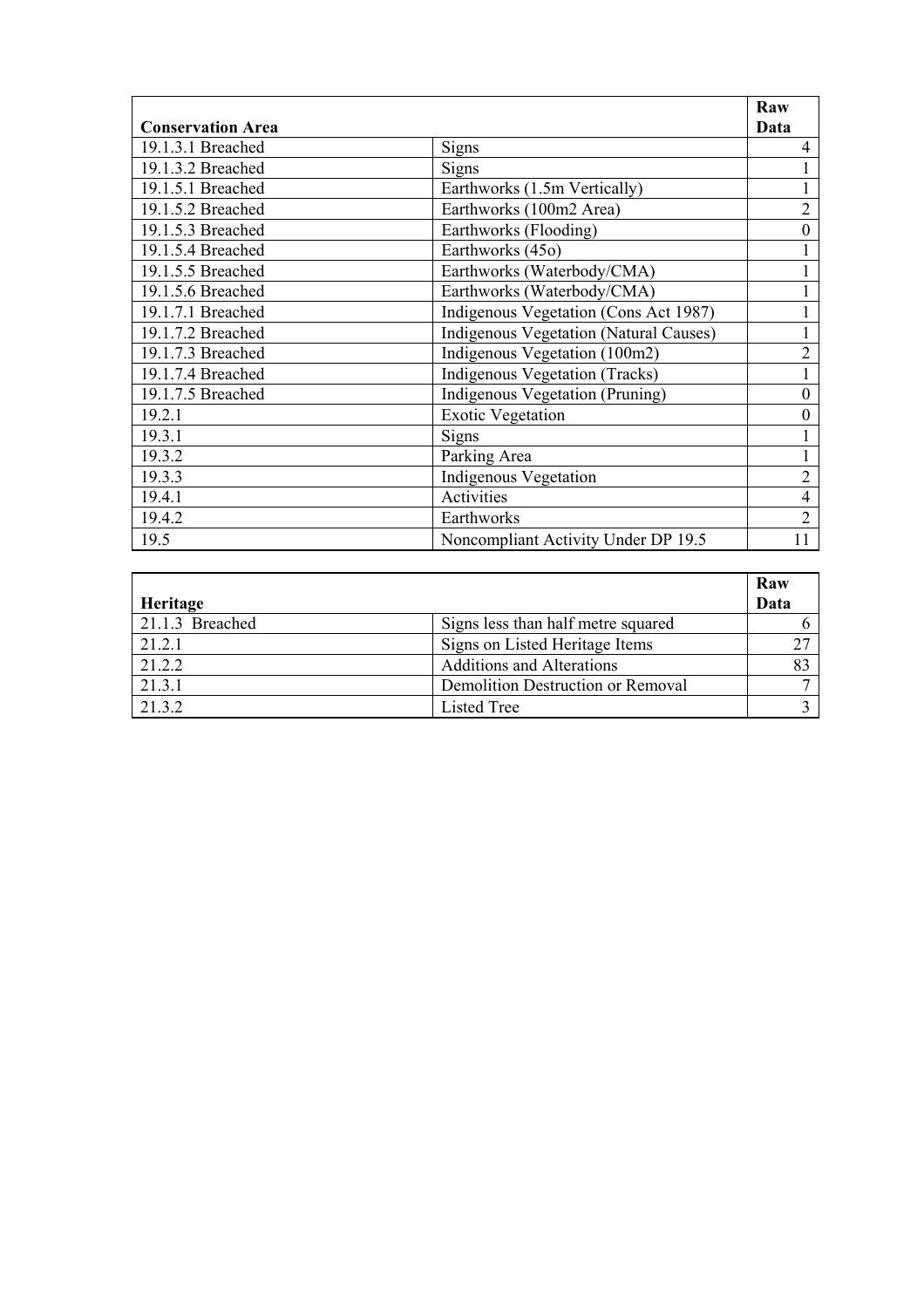| Conservation Area | | Raw Data |
|---|---|---|
| 19.1.3.1 Breached | Signs | 4 |
| 19.1.3.2 Breached | Signs | 1 |
| 19.1.5.1 Breached | Earthworks (1.5m Vertically) | 1 |
| 19.1.5.2 Breached | Earthworks (100m2 Area) | 2 |
| 19.1.5.3 Breached | Earthworks (Flooding) | 0 |
| 19.1.5.4 Breached | Earthworks (45o) | 1 |
| 19.1.5.5 Breached | Earthworks (Waterbody/CMA) | 1 |
| 19.1.5.6 Breached | Earthworks (Waterbody/CMA) | 1 |
| 19.1.7.1 Breached | Indigenous Vegetation (Cons Act 1987) | 1 |
| 19.1.7.2 Breached | Indigenous Vegetation (Natural Causes) | 1 |
| 19.1.7.3 Breached | Indigenous Vegetation (100m2) | 2 |
| 19.1.7.4 Breached | Indigenous Vegetation (Tracks) | 1 |
| 19.1.7.5 Breached | Indigenous Vegetation (Pruning) | 0 |
| 19.2.1 | Exotic Vegetation | 0 |
| 19.3.1 | Signs | 1 |
| 19.3.2 | Parking Area | 1 |
| 19.3.3 | Indigenous Vegetation | 2 |
| 19.4.1 | Activities | 4 |
| 19.4.2 | Earthworks | 2 |
| 19.5 | Noncompliant Activity Under DP 19.5 | 11 |

| Heritage | | Raw Data |
|---|---|---|
| 21.1.3 Breached | Signs less than half metre squared | 6 |
| 21.2.1 | Signs on Listed Heritage Items | 27 |
| 21.2.2 | Additions and Alterations | 83 |
| 21.3.1 | Demolition Destruction or Removal | 7 |
| 21.3.2 | Listed Tree | 3 |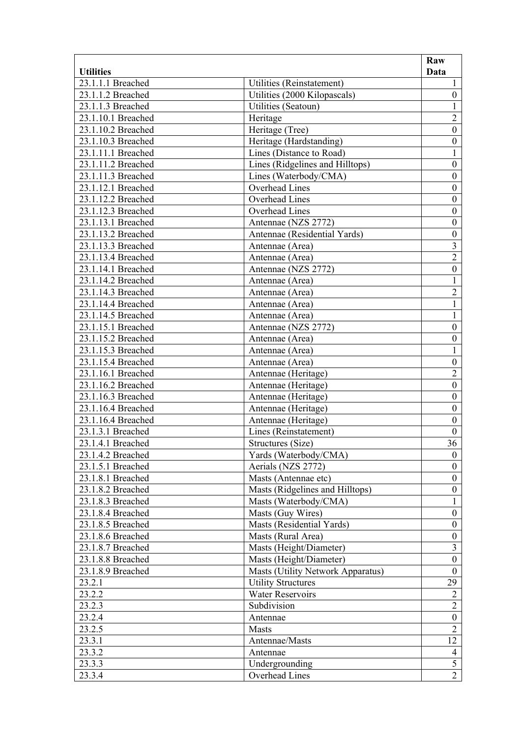| Utilities | | Raw Data |
|---|---|---|
| 23.1.1.1 Breached | Utilities (Reinstatement) | 1 |
| 23.1.1.2 Breached | Utilities (2000 Kilopascals) | 0 |
| 23.1.1.3 Breached | Utilities (Seatoun) | 1 |
| 23.1.10.1 Breached | Heritage | 2 |
| 23.1.10.2 Breached | Heritage (Tree) | 0 |
| 23.1.10.3 Breached | Heritage (Hardstanding) | 0 |
| 23.1.11.1 Breached | Lines (Distance to Road) | 1 |
| 23.1.11.2 Breached | Lines (Ridgelines and Hilltops) | 0 |
| 23.1.11.3 Breached | Lines (Waterbody/CMA) | 0 |
| 23.1.12.1 Breached | Overhead Lines | 0 |
| 23.1.12.2 Breached | Overhead Lines | 0 |
| 23.1.12.3 Breached | Overhead Lines | 0 |
| 23.1.13.1 Breached | Antennae (NZS 2772) | 0 |
| 23.1.13.2 Breached | Antennae (Residential Yards) | 0 |
| 23.1.13.3 Breached | Antennae (Area) | 3 |
| 23.1.13.4 Breached | Antennae (Area) | 2 |
| 23.1.14.1 Breached | Antennae (NZS 2772) | 0 |
| 23.1.14.2 Breached | Antennae (Area) | 1 |
| 23.1.14.3 Breached | Antennae (Area) | 2 |
| 23.1.14.4 Breached | Antennae (Area) | 1 |
| 23.1.14.5 Breached | Antennae (Area) | 1 |
| 23.1.15.1 Breached | Antennae (NZS 2772) | 0 |
| 23.1.15.2 Breached | Antennae (Area) | 0 |
| 23.1.15.3 Breached | Antennae (Area) | 1 |
| 23.1.15.4 Breached | Antennae (Area) | 0 |
| 23.1.16.1 Breached | Antennae (Heritage) | 2 |
| 23.1.16.2 Breached | Antennae (Heritage) | 0 |
| 23.1.16.3 Breached | Antennae (Heritage) | 0 |
| 23.1.16.4 Breached | Antennae (Heritage) | 0 |
| 23.1.16.4 Breached | Antennae (Heritage) | 0 |
| 23.1.3.1 Breached | Lines (Reinstatement) | 0 |
| 23.1.4.1 Breached | Structures (Size) | 36 |
| 23.1.4.2 Breached | Yards (Waterbody/CMA) | 0 |
| 23.1.5.1 Breached | Aerials (NZS 2772) | 0 |
| 23.1.8.1 Breached | Masts (Antennae etc) | 0 |
| 23.1.8.2 Breached | Masts (Ridgelines and Hilltops) | 0 |
| 23.1.8.3 Breached | Masts (Waterbody/CMA) | 1 |
| 23.1.8.4 Breached | Masts (Guy Wires) | 0 |
| 23.1.8.5 Breached | Masts (Residential Yards) | 0 |
| 23.1.8.6 Breached | Masts (Rural Area) | 0 |
| 23.1.8.7 Breached | Masts (Height/Diameter) | 3 |
| 23.1.8.8 Breached | Masts (Height/Diameter) | 0 |
| 23.1.8.9 Breached | Masts (Utility Network Apparatus) | 0 |
| 23.2.1 | Utility Structures | 29 |
| 23.2.2 | Water Reservoirs | 2 |
| 23.2.3 | Subdivision | 2 |
| 23.2.4 | Antennae | 0 |
| 23.2.5 | Masts | 2 |
| 23.3.1 | Antennae/Masts | 12 |
| 23.3.2 | Antennae | 4 |
| 23.3.3 | Undergrounding | 5 |
| 23.3.4 | Overhead Lines | 2 |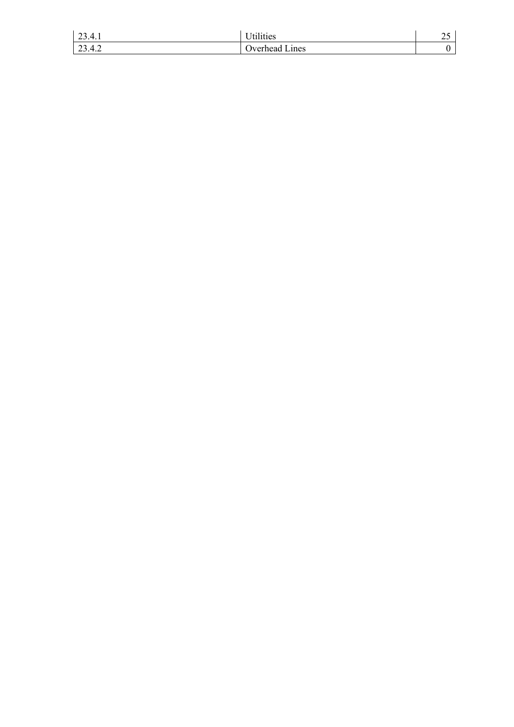| 23.4.1 | Utilities | 25 |
|---|---|---|
| 23.4.2 | Overhead Lines | 0 |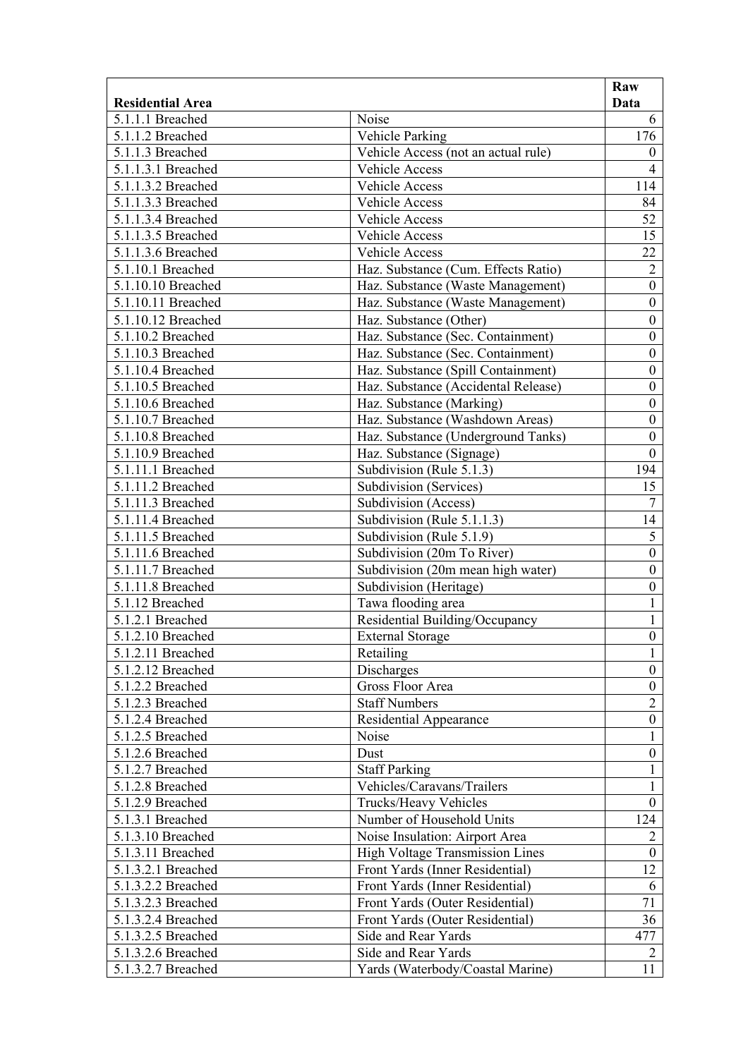| Residential Area | | Raw Data |
|---|---|---|
| 5.1.1.1 Breached | Noise | 6 |
| 5.1.1.2 Breached | Vehicle Parking | 176 |
| 5.1.1.3 Breached | Vehicle Access (not an actual rule) | 0 |
| 5.1.1.3.1 Breached | Vehicle Access | 4 |
| 5.1.1.3.2 Breached | Vehicle Access | 114 |
| 5.1.1.3.3 Breached | Vehicle Access | 84 |
| 5.1.1.3.4 Breached | Vehicle Access | 52 |
| 5.1.1.3.5 Breached | Vehicle Access | 15 |
| 5.1.1.3.6 Breached | Vehicle Access | 22 |
| 5.1.10.1 Breached | Haz. Substance (Cum. Effects Ratio) | 2 |
| 5.1.10.10 Breached | Haz. Substance (Waste Management) | 0 |
| 5.1.10.11 Breached | Haz. Substance (Waste Management) | 0 |
| 5.1.10.12 Breached | Haz. Substance (Other) | 0 |
| 5.1.10.2 Breached | Haz. Substance (Sec. Containment) | 0 |
| 5.1.10.3 Breached | Haz. Substance (Sec. Containment) | 0 |
| 5.1.10.4 Breached | Haz. Substance (Spill Containment) | 0 |
| 5.1.10.5 Breached | Haz. Substance (Accidental Release) | 0 |
| 5.1.10.6 Breached | Haz. Substance (Marking) | 0 |
| 5.1.10.7 Breached | Haz. Substance (Washdown Areas) | 0 |
| 5.1.10.8 Breached | Haz. Substance (Underground Tanks) | 0 |
| 5.1.10.9 Breached | Haz. Substance (Signage) | 0 |
| 5.1.11.1 Breached | Subdivision (Rule 5.1.3) | 194 |
| 5.1.11.2 Breached | Subdivision (Services) | 15 |
| 5.1.11.3 Breached | Subdivision (Access) | 7 |
| 5.1.11.4 Breached | Subdivision (Rule 5.1.1.3) | 14 |
| 5.1.11.5 Breached | Subdivision (Rule 5.1.9) | 5 |
| 5.1.11.6 Breached | Subdivision (20m To River) | 0 |
| 5.1.11.7 Breached | Subdivision (20m mean high water) | 0 |
| 5.1.11.8 Breached | Subdivision (Heritage) | 0 |
| 5.1.12 Breached | Tawa flooding area | 1 |
| 5.1.2.1 Breached | Residential Building/Occupancy | 1 |
| 5.1.2.10 Breached | External Storage | 0 |
| 5.1.2.11 Breached | Retailing | 1 |
| 5.1.2.12 Breached | Discharges | 0 |
| 5.1.2.2 Breached | Gross Floor Area | 0 |
| 5.1.2.3 Breached | Staff Numbers | 2 |
| 5.1.2.4 Breached | Residential Appearance | 0 |
| 5.1.2.5 Breached | Noise | 1 |
| 5.1.2.6 Breached | Dust | 0 |
| 5.1.2.7 Breached | Staff Parking | 1 |
| 5.1.2.8 Breached | Vehicles/Caravans/Trailers | 1 |
| 5.1.2.9 Breached | Trucks/Heavy Vehicles | 0 |
| 5.1.3.1 Breached | Number of Household Units | 124 |
| 5.1.3.10 Breached | Noise Insulation: Airport Area | 2 |
| 5.1.3.11 Breached | High Voltage Transmission Lines | 0 |
| 5.1.3.2.1 Breached | Front Yards (Inner Residential) | 12 |
| 5.1.3.2.2 Breached | Front Yards (Inner Residential) | 6 |
| 5.1.3.2.3 Breached | Front Yards (Outer Residential) | 71 |
| 5.1.3.2.4 Breached | Front Yards (Outer Residential) | 36 |
| 5.1.3.2.5 Breached | Side and Rear Yards | 477 |
| 5.1.3.2.6 Breached | Side and Rear Yards | 2 |
| 5.1.3.2.7 Breached | Yards (Waterbody/Coastal Marine) | 11 |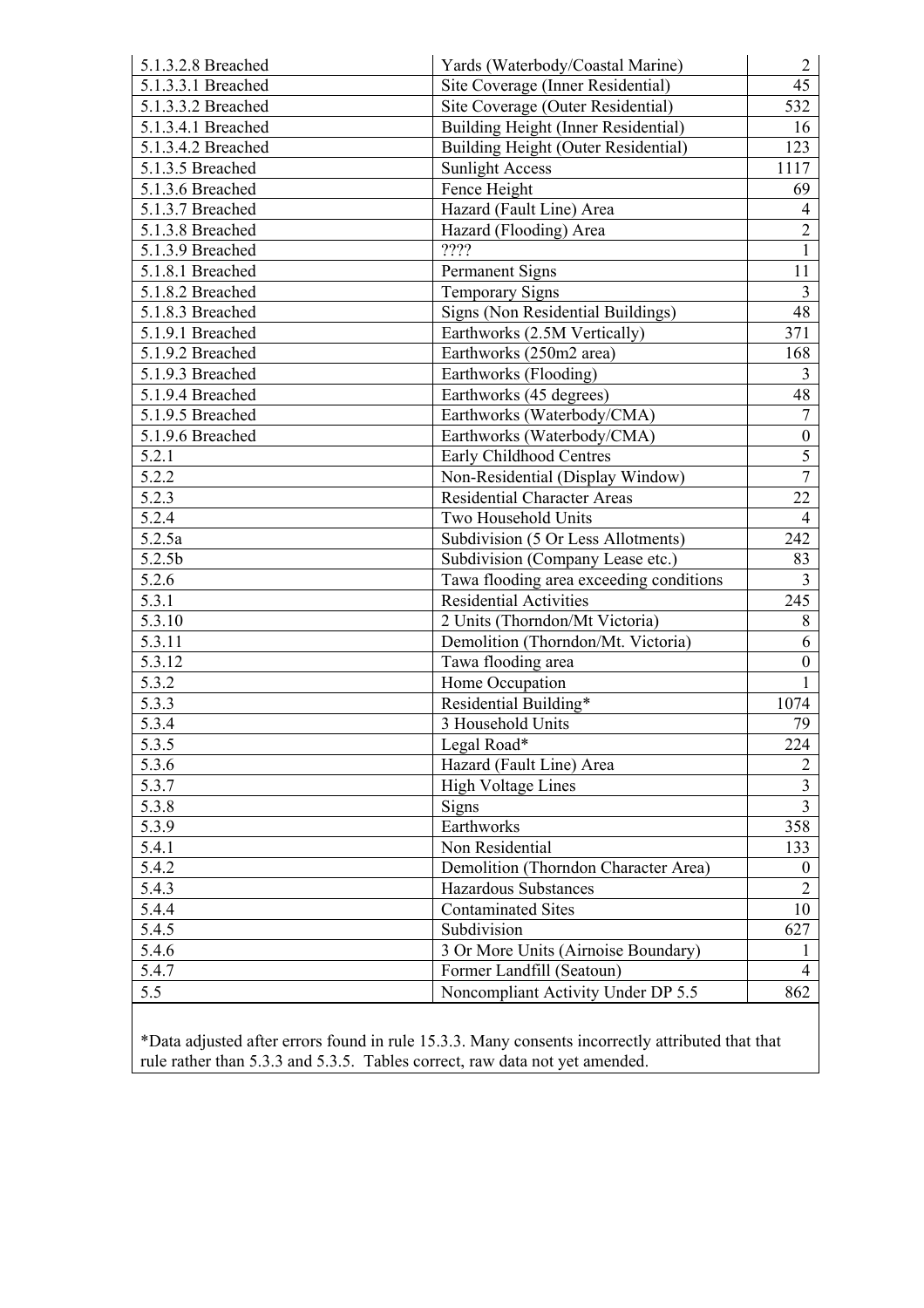| 5.1.3.2.8 Breached | Yards (Waterbody/Coastal Marine) | 2 |
|---|---|---|
| 5.1.3.3.1 Breached | Site Coverage (Inner Residential) | 45 |
| 5.1.3.3.2 Breached | Site Coverage (Outer Residential) | 532 |
| 5.1.3.4.1 Breached | Building Height (Inner Residential) | 16 |
| 5.1.3.4.2 Breached | Building Height (Outer Residential) | 123 |
| 5.1.3.5 Breached | Sunlight Access | 1117 |
| 5.1.3.6 Breached | Fence Height | 69 |
| 5.1.3.7 Breached | Hazard (Fault Line) Area | 4 |
| 5.1.3.8 Breached | Hazard (Flooding) Area | 2 |
| 5.1.3.9 Breached | ???? | 1 |
| 5.1.8.1 Breached | Permanent Signs | 11 |
| 5.1.8.2 Breached | Temporary Signs | 3 |
| 5.1.8.3 Breached | Signs (Non Residential Buildings) | 48 |
| 5.1.9.1 Breached | Earthworks (2.5M Vertically) | 371 |
| 5.1.9.2 Breached | Earthworks (250m2 area) | 168 |
| 5.1.9.3 Breached | Earthworks (Flooding) | 3 |
| 5.1.9.4 Breached | Earthworks (45 degrees) | 48 |
| 5.1.9.5 Breached | Earthworks (Waterbody/CMA) | 7 |
| 5.1.9.6 Breached | Earthworks (Waterbody/CMA) | 0 |
| 5.2.1 | Early Childhood Centres | 5 |
| 5.2.2 | Non-Residential (Display Window) | 7 |
| 5.2.3 | Residential Character Areas | 22 |
| 5.2.4 | Two Household Units | 4 |
| 5.2.5a | Subdivision (5 Or Less Allotments) | 242 |
| 5.2.5b | Subdivision (Company Lease etc.) | 83 |
| 5.2.6 | Tawa flooding area exceeding conditions | 3 |
| 5.3.1 | Residential Activities | 245 |
| 5.3.10 | 2 Units (Thorndon/Mt Victoria) | 8 |
| 5.3.11 | Demolition (Thorndon/Mt. Victoria) | 6 |
| 5.3.12 | Tawa flooding area | 0 |
| 5.3.2 | Home Occupation | 1 |
| 5.3.3 | Residential Building* | 1074 |
| 5.3.4 | 3 Household Units | 79 |
| 5.3.5 | Legal Road* | 224 |
| 5.3.6 | Hazard (Fault Line) Area | 2 |
| 5.3.7 | High Voltage Lines | 3 |
| 5.3.8 | Signs | 3 |
| 5.3.9 | Earthworks | 358 |
| 5.4.1 | Non Residential | 133 |
| 5.4.2 | Demolition (Thorndon Character Area) | 0 |
| 5.4.3 | Hazardous Substances | 2 |
| 5.4.4 | Contaminated Sites | 10 |
| 5.4.5 | Subdivision | 627 |
| 5.4.6 | 3 Or More Units (Airnoise Boundary) | 1 |
| 5.4.7 | Former Landfill (Seatoun) | 4 |
| 5.5 | Noncompliant Activity Under DP 5.5 | 862 |

*Data adjusted after errors found in rule 15.3.3. Many consents incorrectly attributed that that rule rather than 5.3.3 and 5.3.5. Tables correct, raw data not yet amended.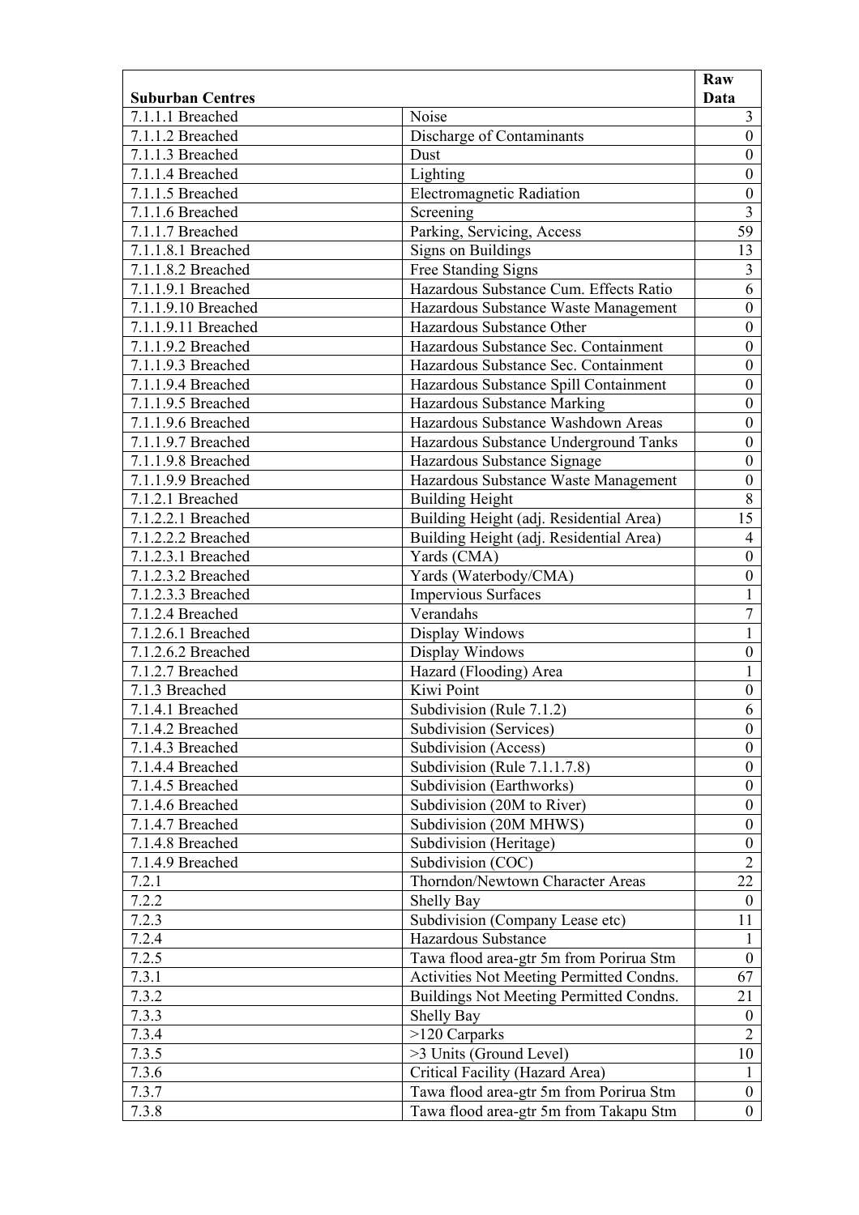| Suburban Centres | | Raw Data |
|---|---|---|
| 7.1.1.1 Breached | Noise | 3 |
| 7.1.1.2 Breached | Discharge of Contaminants | 0 |
| 7.1.1.3 Breached | Dust | 0 |
| 7.1.1.4 Breached | Lighting | 0 |
| 7.1.1.5 Breached | Electromagnetic Radiation | 0 |
| 7.1.1.6 Breached | Screening | 3 |
| 7.1.1.7 Breached | Parking, Servicing, Access | 59 |
| 7.1.1.8.1 Breached | Signs on Buildings | 13 |
| 7.1.1.8.2 Breached | Free Standing Signs | 3 |
| 7.1.1.9.1 Breached | Hazardous Substance Cum. Effects Ratio | 6 |
| 7.1.1.9.10 Breached | Hazardous Substance Waste Management | 0 |
| 7.1.1.9.11 Breached | Hazardous Substance Other | 0 |
| 7.1.1.9.2 Breached | Hazardous Substance Sec. Containment | 0 |
| 7.1.1.9.3 Breached | Hazardous Substance Sec. Containment | 0 |
| 7.1.1.9.4 Breached | Hazardous Substance Spill Containment | 0 |
| 7.1.1.9.5 Breached | Hazardous Substance Marking | 0 |
| 7.1.1.9.6 Breached | Hazardous Substance Washdown Areas | 0 |
| 7.1.1.9.7 Breached | Hazardous Substance Underground Tanks | 0 |
| 7.1.1.9.8 Breached | Hazardous Substance Signage | 0 |
| 7.1.1.9.9 Breached | Hazardous Substance Waste Management | 0 |
| 7.1.2.1 Breached | Building Height | 8 |
| 7.1.2.2.1 Breached | Building Height (adj. Residential Area) | 15 |
| 7.1.2.2.2 Breached | Building Height (adj. Residential Area) | 4 |
| 7.1.2.3.1 Breached | Yards (CMA) | 0 |
| 7.1.2.3.2 Breached | Yards (Waterbody/CMA) | 0 |
| 7.1.2.3.3 Breached | Impervious Surfaces | 1 |
| 7.1.2.4 Breached | Verandahs | 7 |
| 7.1.2.6.1 Breached | Display Windows | 1 |
| 7.1.2.6.2 Breached | Display Windows | 0 |
| 7.1.2.7 Breached | Hazard (Flooding) Area | 1 |
| 7.1.3 Breached | Kiwi Point | 0 |
| 7.1.4.1 Breached | Subdivision (Rule 7.1.2) | 6 |
| 7.1.4.2 Breached | Subdivision (Services) | 0 |
| 7.1.4.3 Breached | Subdivision (Access) | 0 |
| 7.1.4.4 Breached | Subdivision (Rule 7.1.1.7.8) | 0 |
| 7.1.4.5 Breached | Subdivision (Earthworks) | 0 |
| 7.1.4.6 Breached | Subdivision (20M to River) | 0 |
| 7.1.4.7 Breached | Subdivision (20M MHWS) | 0 |
| 7.1.4.8 Breached | Subdivision (Heritage) | 0 |
| 7.1.4.9 Breached | Subdivision (COC) | 2 |
| 7.2.1 | Thorndon/Newtown Character Areas | 22 |
| 7.2.2 | Shelly Bay | 0 |
| 7.2.3 | Subdivision (Company Lease etc) | 11 |
| 7.2.4 | Hazardous Substance | 1 |
| 7.2.5 | Tawa flood area-gtr 5m from Porirua Stm | 0 |
| 7.3.1 | Activities Not Meeting Permitted Condns. | 67 |
| 7.3.2 | Buildings Not Meeting Permitted Condns. | 21 |
| 7.3.3 | Shelly Bay | 0 |
| 7.3.4 | >120 Carparks | 2 |
| 7.3.5 | >3 Units (Ground Level) | 10 |
| 7.3.6 | Critical Facility (Hazard Area) | 1 |
| 7.3.7 | Tawa flood area-gtr 5m from Porirua Stm | 0 |
| 7.3.8 | Tawa flood area-gtr 5m from Takapu Stm | 0 |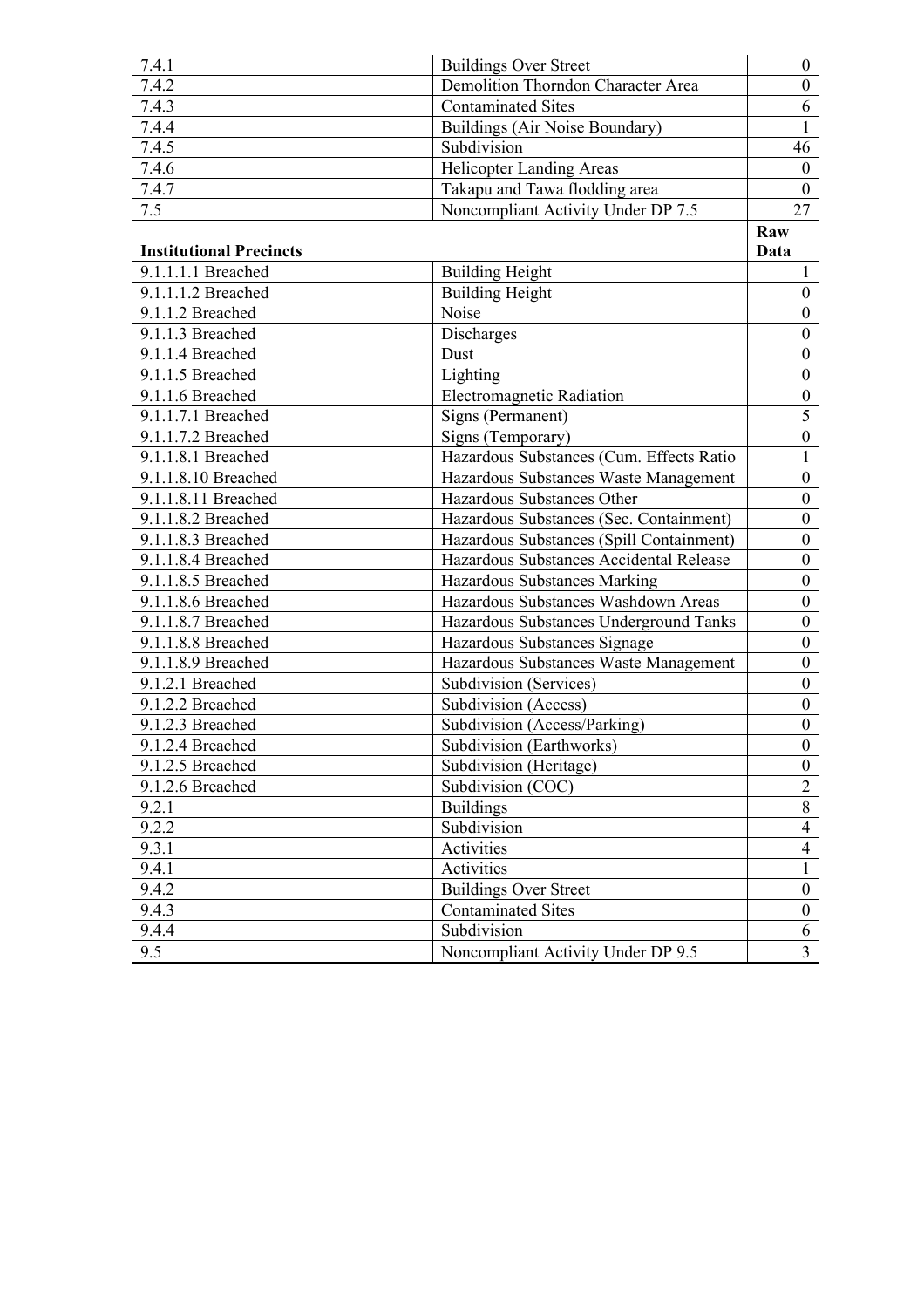| | | |
|---|---|---|
| 7.4.1 | Buildings Over Street | 0 |
| 7.4.2 | Demolition Thorndon Character Area | 0 |
| 7.4.3 | Contaminated Sites | 6 |
| 7.4.4 | Buildings (Air Noise Boundary) | 1 |
| 7.4.5 | Subdivision | 46 |
| 7.4.6 | Helicopter Landing Areas | 0 |
| 7.4.7 | Takapu and Tawa flodding area | 0 |
| 7.5 | Noncompliant Activity Under DP 7.5 | 27 |
| **Institutional Precincts** | | **Raw Data** |
| 9.1.1.1.1 Breached | Building Height | 1 |
| 9.1.1.1.2 Breached | Building Height | 0 |
| 9.1.1.2 Breached | Noise | 0 |
| 9.1.1.3 Breached | Discharges | 0 |
| 9.1.1.4 Breached | Dust | 0 |
| 9.1.1.5 Breached | Lighting | 0 |
| 9.1.1.6 Breached | Electromagnetic Radiation | 0 |
| 9.1.1.7.1 Breached | Signs (Permanent) | 5 |
| 9.1.1.7.2 Breached | Signs (Temporary) | 0 |
| 9.1.1.8.1 Breached | Hazardous Substances (Cum. Effects Ratio | 1 |
| 9.1.1.8.10 Breached | Hazardous Substances Waste Management | 0 |
| 9.1.1.8.11 Breached | Hazardous Substances Other | 0 |
| 9.1.1.8.2 Breached | Hazardous Substances (Sec. Containment) | 0 |
| 9.1.1.8.3 Breached | Hazardous Substances (Spill Containment) | 0 |
| 9.1.1.8.4 Breached | Hazardous Substances Accidental Release | 0 |
| 9.1.1.8.5 Breached | Hazardous Substances Marking | 0 |
| 9.1.1.8.6 Breached | Hazardous Substances Washdown Areas | 0 |
| 9.1.1.8.7 Breached | Hazardous Substances Underground Tanks | 0 |
| 9.1.1.8.8 Breached | Hazardous Substances Signage | 0 |
| 9.1.1.8.9 Breached | Hazardous Substances Waste Management | 0 |
| 9.1.2.1 Breached | Subdivision (Services) | 0 |
| 9.1.2.2 Breached | Subdivision (Access) | 0 |
| 9.1.2.3 Breached | Subdivision (Access/Parking) | 0 |
| 9.1.2.4 Breached | Subdivision (Earthworks) | 0 |
| 9.1.2.5 Breached | Subdivision (Heritage) | 0 |
| 9.1.2.6 Breached | Subdivision (COC) | 2 |
| 9.2.1 | Buildings | 8 |
| 9.2.2 | Subdivision | 4 |
| 9.3.1 | Activities | 4 |
| 9.4.1 | Activities | 1 |
| 9.4.2 | Buildings Over Street | 0 |
| 9.4.3 | Contaminated Sites | 0 |
| 9.4.4 | Subdivision | 6 |
| 9.5 | Noncompliant Activity Under DP 9.5 | 3 |